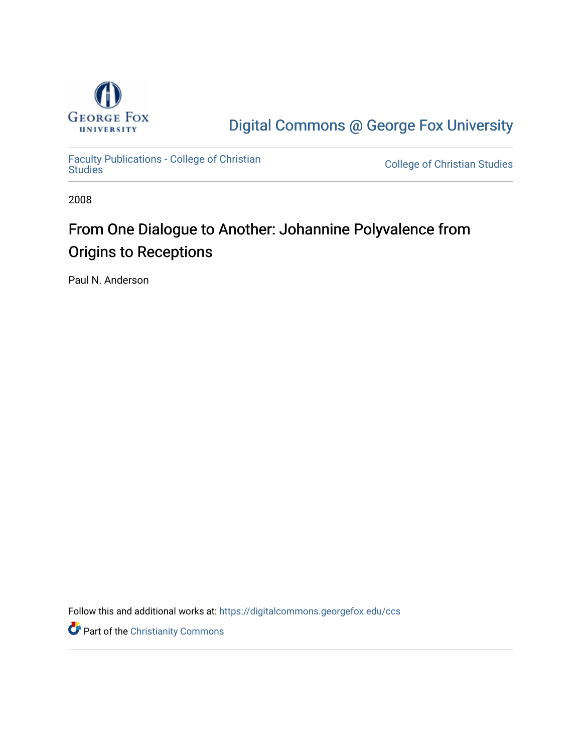George Fox University

Digital Commons @ George Fox University

Faculty Publications - College of Christian Studies

College of Christian Studies

2008

# From One Dialogue to Another: Johannine Polyvalence from Origins to Receptions

Paul N. Anderson

Follow this and additional works at: https://digitalcommons.georgefox.edu/ccs

Part of the Christianity Commons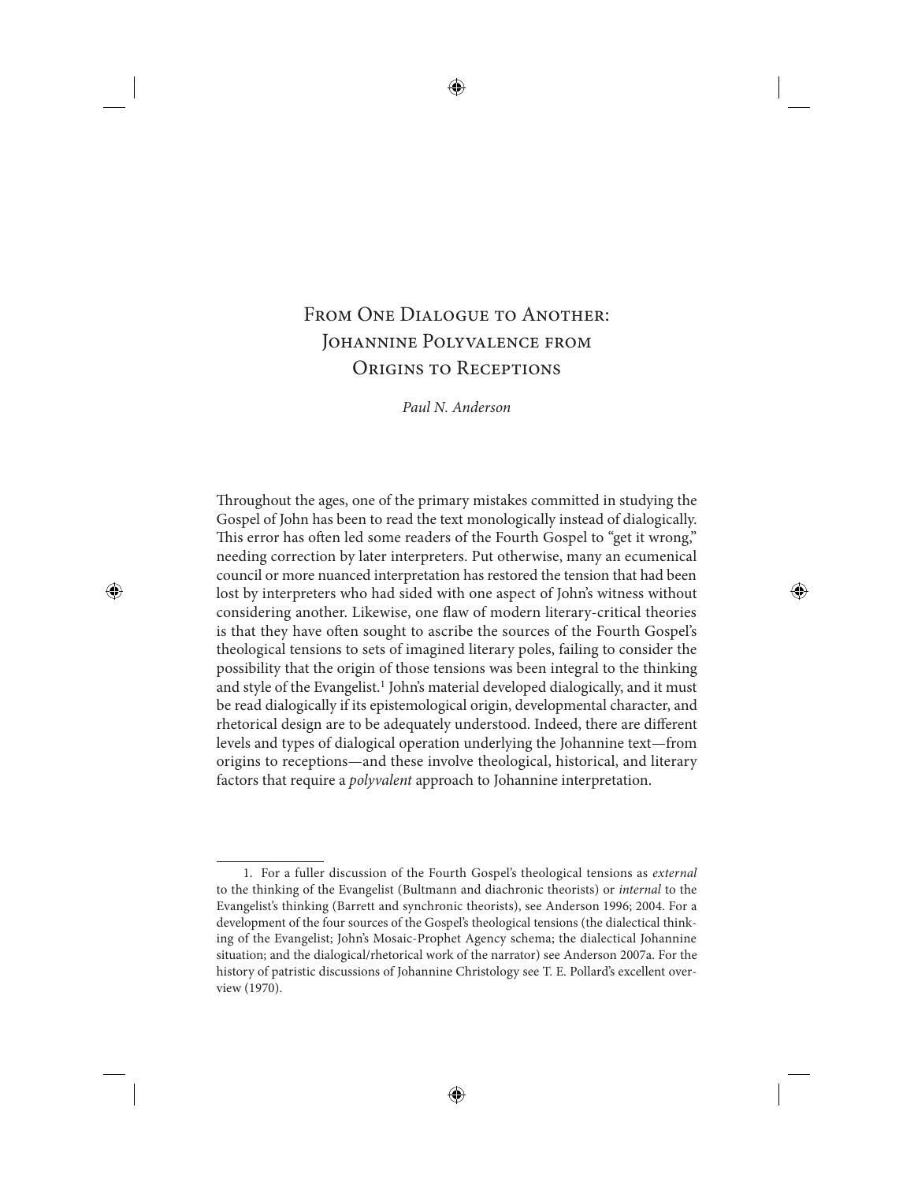# From One Dialogue to Another: Johannine Polyvalence from Origins to Receptions

*Paul N. Anderson*

Throughout the ages, one of the primary mistakes committed in studying the Gospel of John has been to read the text monologically instead of dialogically. This error has often led some readers of the Fourth Gospel to "get it wrong," needing correction by later interpreters. Put otherwise, many an ecumenical council or more nuanced interpretation has restored the tension that had been lost by interpreters who had sided with one aspect of John's witness without considering another. Likewise, one flaw of modern literary-critical theories is that they have often sought to ascribe the sources of the Fourth Gospel's theological tensions to sets of imagined literary poles, failing to consider the possibility that the origin of those tensions was been integral to the thinking and style of the Evangelist.[1] John's material developed dialogically, and it must be read dialogically if its epistemological origin, developmental character, and rhetorical design are to be adequately understood. Indeed, there are different levels and types of dialogical operation underlying the Johannine text—from origins to receptions—and these involve theological, historical, and literary factors that require a *polyvalent* approach to Johannine interpretation.

---

1. For a fuller discussion of the Fourth Gospel's theological tensions as *external* to the thinking of the Evangelist (Bultmann and diachronic theorists) or *internal* to the Evangelist's thinking (Barrett and synchronic theorists), see Anderson 1996; 2004. For a development of the four sources of the Gospel's theological tensions (the dialectical thinking of the Evangelist; John's Mosaic-Prophet Agency schema; the dialectical Johannine situation; and the dialogical/rhetorical work of the narrator) see Anderson 2007a. For the history of patristic discussions of Johannine Christology see T. E. Pollard's excellent overview (1970).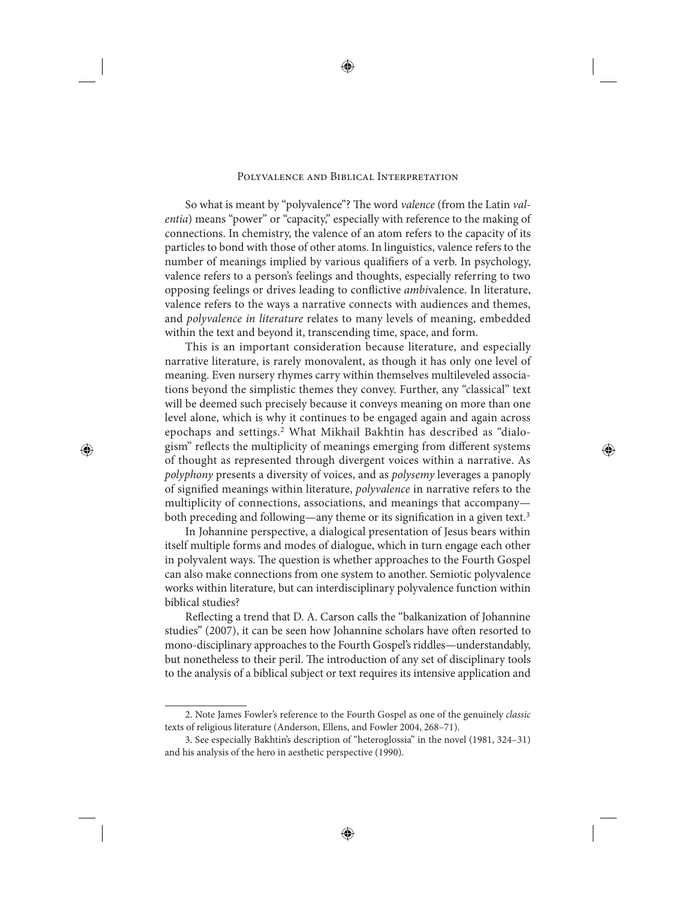## Polyvalence and Biblical Interpretation

So what is meant by "polyvalence"? The word *valence* (from the Latin *valentia*) means "power" or "capacity," especially with reference to the making of connections. In chemistry, the valence of an atom refers to the capacity of its particles to bond with those of other atoms. In linguistics, valence refers to the number of meanings implied by various qualifiers of a verb. In psychology, valence refers to a person's feelings and thoughts, especially referring to two opposing feelings or drives leading to conflictive *ambi*valence. In literature, valence refers to the ways a narrative connects with audiences and themes, and *polyvalence in literature* relates to many levels of meaning, embedded within the text and beyond it, transcending time, space, and form.

This is an important consideration because literature, and especially narrative literature, is rarely monovalent, as though it has only one level of meaning. Even nursery rhymes carry within themselves multileveled associations beyond the simplistic themes they convey. Further, any "classical" text will be deemed such precisely because it conveys meaning on more than one level alone, which is why it continues to be engaged again and again across epochaps and settings.[2] What Mikhail Bakhtin has described as "dialogism" reflects the multiplicity of meanings emerging from different systems of thought as represented through divergent voices within a narrative. As *polyphony* presents a diversity of voices, and as *polysemy* leverages a panoply of signified meanings within literature, *polyvalence* in narrative refers to the multiplicity of connections, associations, and meanings that accompany—both preceding and following—any theme or its signification in a given text.[3]

In Johannine perspective, a dialogical presentation of Jesus bears within itself multiple forms and modes of dialogue, which in turn engage each other in polyvalent ways. The question is whether approaches to the Fourth Gospel can also make connections from one system to another. Semiotic polyvalence works within literature, but can interdisciplinary polyvalence function within biblical studies?

Reflecting a trend that D. A. Carson calls the "balkanization of Johannine studies" (2007), it can be seen how Johannine scholars have often resorted to mono-disciplinary approaches to the Fourth Gospel's riddles—understandably, but nonetheless to their peril. The introduction of any set of disciplinary tools to the analysis of a biblical subject or text requires its intensive application and

---

2. Note James Fowler's reference to the Fourth Gospel as one of the genuinely *classic* texts of religious literature (Anderson, Ellens, and Fowler 2004, 268–71).

3. See especially Bakhtin's description of "heteroglossia" in the novel (1981, 324–31) and his analysis of the hero in aesthetic perspective (1990).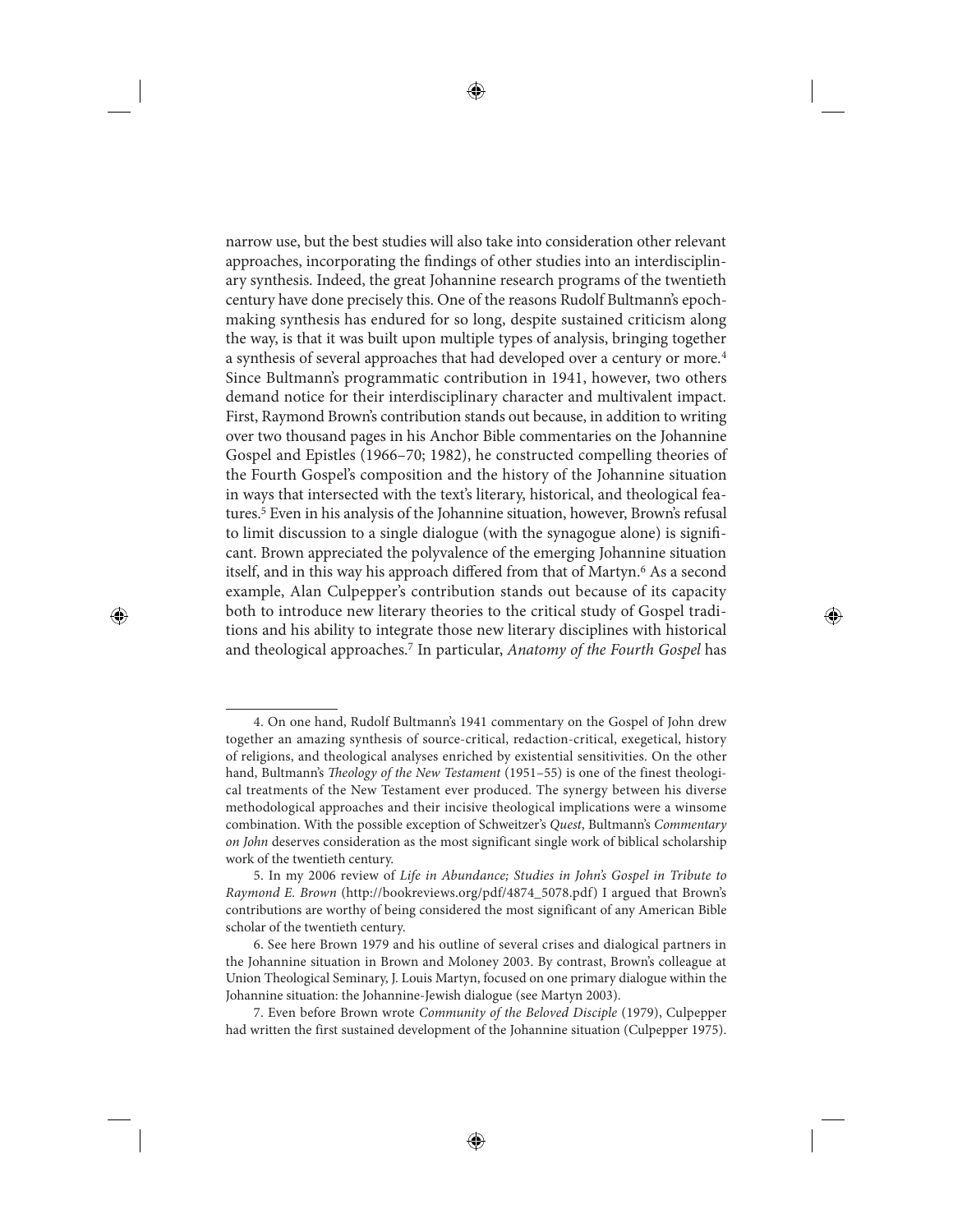narrow use, but the best studies will also take into consideration other relevant approaches, incorporating the findings of other studies into an interdisciplinary synthesis. Indeed, the great Johannine research programs of the twentieth century have done precisely this. One of the reasons Rudolf Bultmann's epochmaking synthesis has endured for so long, despite sustained criticism along the way, is that it was built upon multiple types of analysis, bringing together a synthesis of several approaches that had developed over a century or more.[4] Since Bultmann's programmatic contribution in 1941, however, two others demand notice for their interdisciplinary character and multivalent impact. First, Raymond Brown's contribution stands out because, in addition to writing over two thousand pages in his Anchor Bible commentaries on the Johannine Gospel and Epistles (1966–70; 1982), he constructed compelling theories of the Fourth Gospel's composition and the history of the Johannine situation in ways that intersected with the text's literary, historical, and theological features.[5] Even in his analysis of the Johannine situation, however, Brown's refusal to limit discussion to a single dialogue (with the synagogue alone) is significant. Brown appreciated the polyvalence of the emerging Johannine situation itself, and in this way his approach differed from that of Martyn.[6] As a second example, Alan Culpepper's contribution stands out because of its capacity both to introduce new literary theories to the critical study of Gospel traditions and his ability to integrate those new literary disciplines with historical and theological approaches.[7] In particular, *Anatomy of the Fourth Gospel* has

---

4. On one hand, Rudolf Bultmann's 1941 commentary on the Gospel of John drew together an amazing synthesis of source-critical, redaction-critical, exegetical, history of religions, and theological analyses enriched by existential sensitivities. On the other hand, Bultmann's *Theology of the New Testament* (1951–55) is one of the finest theological treatments of the New Testament ever produced. The synergy between his diverse methodological approaches and their incisive theological implications were a winsome combination. With the possible exception of Schweitzer's *Quest*, Bultmann's *Commentary on John* deserves consideration as the most significant single work of biblical scholarship work of the twentieth century.

5. In my 2006 review of *Life in Abundance; Studies in John's Gospel in Tribute to Raymond E. Brown* (http://bookreviews.org/pdf/4874_5078.pdf) I argued that Brown's contributions are worthy of being considered the most significant of any American Bible scholar of the twentieth century.

6. See here Brown 1979 and his outline of several crises and dialogical partners in the Johannine situation in Brown and Moloney 2003. By contrast, Brown's colleague at Union Theological Seminary, J. Louis Martyn, focused on one primary dialogue within the Johannine situation: the Johannine-Jewish dialogue (see Martyn 2003).

7. Even before Brown wrote *Community of the Beloved Disciple* (1979), Culpepper had written the first sustained development of the Johannine situation (Culpepper 1975).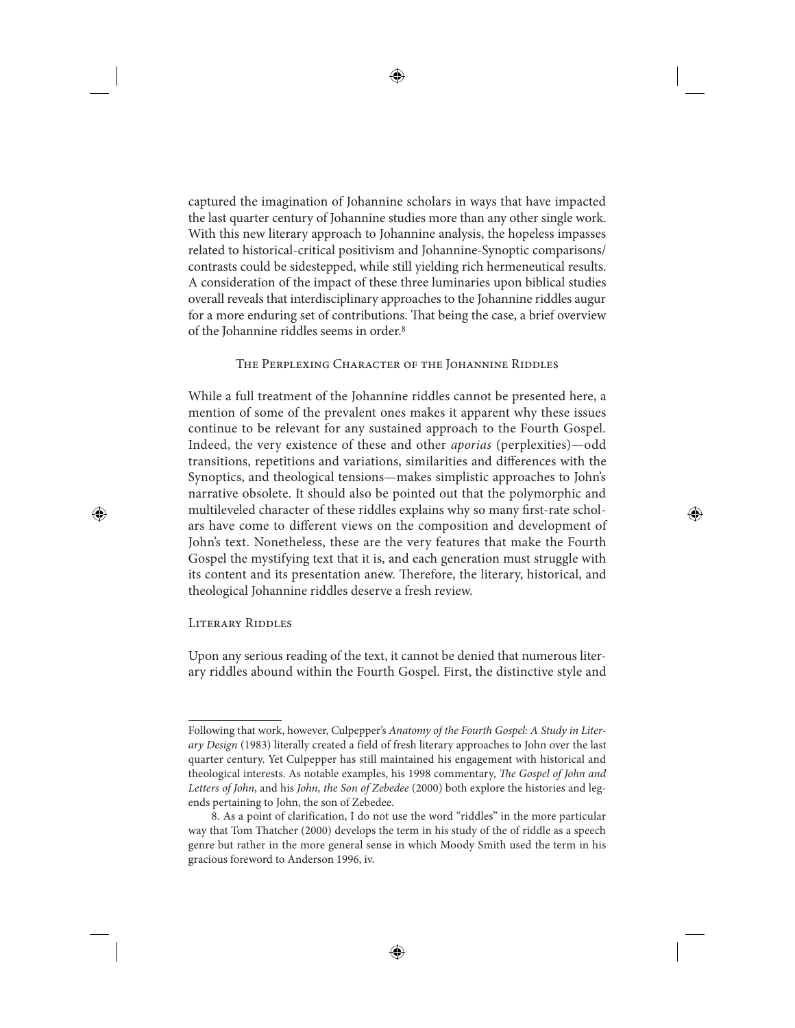captured the imagination of Johannine scholars in ways that have impacted the last quarter century of Johannine studies more than any other single work. With this new literary approach to Johannine analysis, the hopeless impasses related to historical-critical positivism and Johannine-Synoptic comparisons/contrasts could be sidestepped, while still yielding rich hermeneutical results. A consideration of the impact of these three luminaries upon biblical studies overall reveals that interdisciplinary approaches to the Johannine riddles augur for a more enduring set of contributions. That being the case, a brief overview of the Johannine riddles seems in order.[8]

## The Perplexing Character of the Johannine Riddles

While a full treatment of the Johannine riddles cannot be presented here, a mention of some of the prevalent ones makes it apparent why these issues continue to be relevant for any sustained approach to the Fourth Gospel. Indeed, the very existence of these and other *aporias* (perplexities)—odd transitions, repetitions and variations, similarities and differences with the Synoptics, and theological tensions—makes simplistic approaches to John's narrative obsolete. It should also be pointed out that the polymorphic and multileveled character of these riddles explains why so many first-rate scholars have come to different views on the composition and development of John's text. Nonetheless, these are the very features that make the Fourth Gospel the mystifying text that it is, and each generation must struggle with its content and its presentation anew. Therefore, the literary, historical, and theological Johannine riddles deserve a fresh review.

### Literary Riddles

Upon any serious reading of the text, it cannot be denied that numerous literary riddles abound within the Fourth Gospel. First, the distinctive style and

---

Following that work, however, Culpepper's *Anatomy of the Fourth Gospel: A Study in Literary Design* (1983) literally created a field of fresh literary approaches to John over the last quarter century. Yet Culpepper has still maintained his engagement with historical and theological interests. As notable examples, his 1998 commentary, *The Gospel of John and Letters of John*, and his *John, the Son of Zebedee* (2000) both explore the histories and legends pertaining to John, the son of Zebedee.

8. As a point of clarification, I do not use the word "riddles" in the more particular way that Tom Thatcher (2000) develops the term in his study of the of riddle as a speech genre but rather in the more general sense in which Moody Smith used the term in his gracious foreword to Anderson 1996, iv.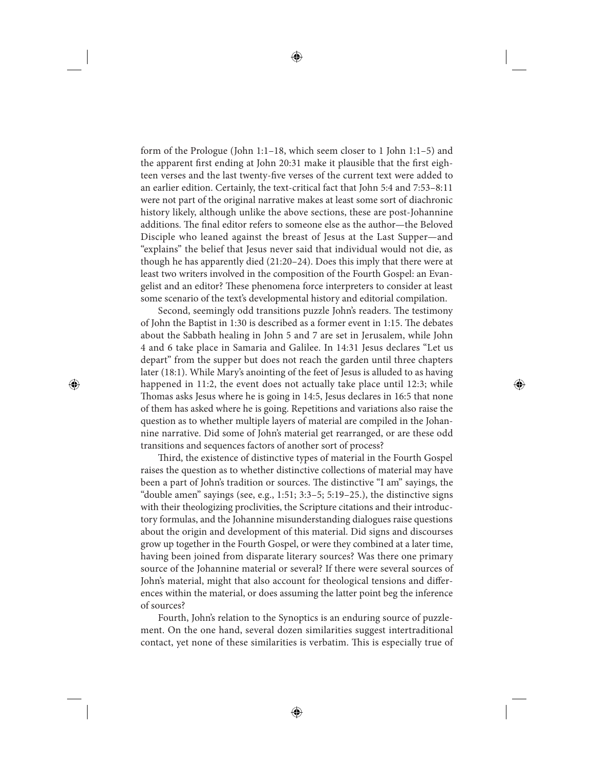form of the Prologue (John 1:1–18, which seem closer to 1 John 1:1–5) and the apparent first ending at John 20:31 make it plausible that the first eighteen verses and the last twenty-five verses of the current text were added to an earlier edition. Certainly, the text-critical fact that John 5:4 and 7:53–8:11 were not part of the original narrative makes at least some sort of diachronic history likely, although unlike the above sections, these are post-Johannine additions. The final editor refers to someone else as the author—the Beloved Disciple who leaned against the breast of Jesus at the Last Supper—and "explains" the belief that Jesus never said that individual would not die, as though he has apparently died (21:20–24). Does this imply that there were at least two writers involved in the composition of the Fourth Gospel: an Evangelist and an editor? These phenomena force interpreters to consider at least some scenario of the text's developmental history and editorial compilation.

Second, seemingly odd transitions puzzle John's readers. The testimony of John the Baptist in 1:30 is described as a former event in 1:15. The debates about the Sabbath healing in John 5 and 7 are set in Jerusalem, while John 4 and 6 take place in Samaria and Galilee. In 14:31 Jesus declares "Let us depart" from the supper but does not reach the garden until three chapters later (18:1). While Mary's anointing of the feet of Jesus is alluded to as having happened in 11:2, the event does not actually take place until 12:3; while Thomas asks Jesus where he is going in 14:5, Jesus declares in 16:5 that none of them has asked where he is going. Repetitions and variations also raise the question as to whether multiple layers of material are compiled in the Johannine narrative. Did some of John's material get rearranged, or are these odd transitions and sequences factors of another sort of process?

Third, the existence of distinctive types of material in the Fourth Gospel raises the question as to whether distinctive collections of material may have been a part of John's tradition or sources. The distinctive "I am" sayings, the "double amen" sayings (see, e.g., 1:51; 3:3–5; 5:19–25.), the distinctive signs with their theologizing proclivities, the Scripture citations and their introductory formulas, and the Johannine misunderstanding dialogues raise questions about the origin and development of this material. Did signs and discourses grow up together in the Fourth Gospel, or were they combined at a later time, having been joined from disparate literary sources? Was there one primary source of the Johannine material or several? If there were several sources of John's material, might that also account for theological tensions and differences within the material, or does assuming the latter point beg the inference of sources?

Fourth, John's relation to the Synoptics is an enduring source of puzzlement. On the one hand, several dozen similarities suggest intertraditional contact, yet none of these similarities is verbatim. This is especially true of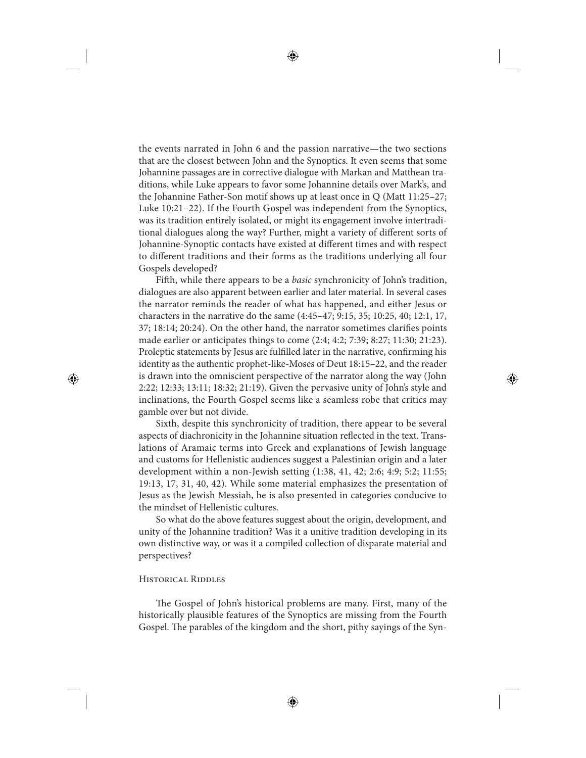the events narrated in John 6 and the passion narrative—the two sections that are the closest between John and the Synoptics. It even seems that some Johannine passages are in corrective dialogue with Markan and Matthean traditions, while Luke appears to favor some Johannine details over Mark's, and the Johannine Father-Son motif shows up at least once in Q (Matt 11:25–27; Luke 10:21–22). If the Fourth Gospel was independent from the Synoptics, was its tradition entirely isolated, or might its engagement involve intertraditional dialogues along the way? Further, might a variety of different sorts of Johannine-Synoptic contacts have existed at different times and with respect to different traditions and their forms as the traditions underlying all four Gospels developed?

Fifth, while there appears to be a *basic* synchronicity of John's tradition, dialogues are also apparent between earlier and later material. In several cases the narrator reminds the reader of what has happened, and either Jesus or characters in the narrative do the same (4:45–47; 9:15, 35; 10:25, 40; 12:1, 17, 37; 18:14; 20:24). On the other hand, the narrator sometimes clarifies points made earlier or anticipates things to come (2:4; 4:2; 7:39; 8:27; 11:30; 21:23). Proleptic statements by Jesus are fulfilled later in the narrative, confirming his identity as the authentic prophet-like-Moses of Deut 18:15–22, and the reader is drawn into the omniscient perspective of the narrator along the way (John 2:22; 12:33; 13:11; 18:32; 21:19). Given the pervasive unity of John's style and inclinations, the Fourth Gospel seems like a seamless robe that critics may gamble over but not divide.

Sixth, despite this synchronicity of tradition, there appear to be several aspects of diachronicity in the Johannine situation reflected in the text. Translations of Aramaic terms into Greek and explanations of Jewish language and customs for Hellenistic audiences suggest a Palestinian origin and a later development within a non-Jewish setting (1:38, 41, 42; 2:6; 4:9; 5:2; 11:55; 19:13, 17, 31, 40, 42). While some material emphasizes the presentation of Jesus as the Jewish Messiah, he is also presented in categories conducive to the mindset of Hellenistic cultures.

So what do the above features suggest about the origin, development, and unity of the Johannine tradition? Was it a unitive tradition developing in its own distinctive way, or was it a compiled collection of disparate material and perspectives?

### Historical Riddles

The Gospel of John's historical problems are many. First, many of the historically plausible features of the Synoptics are missing from the Fourth Gospel. The parables of the kingdom and the short, pithy sayings of the Syn-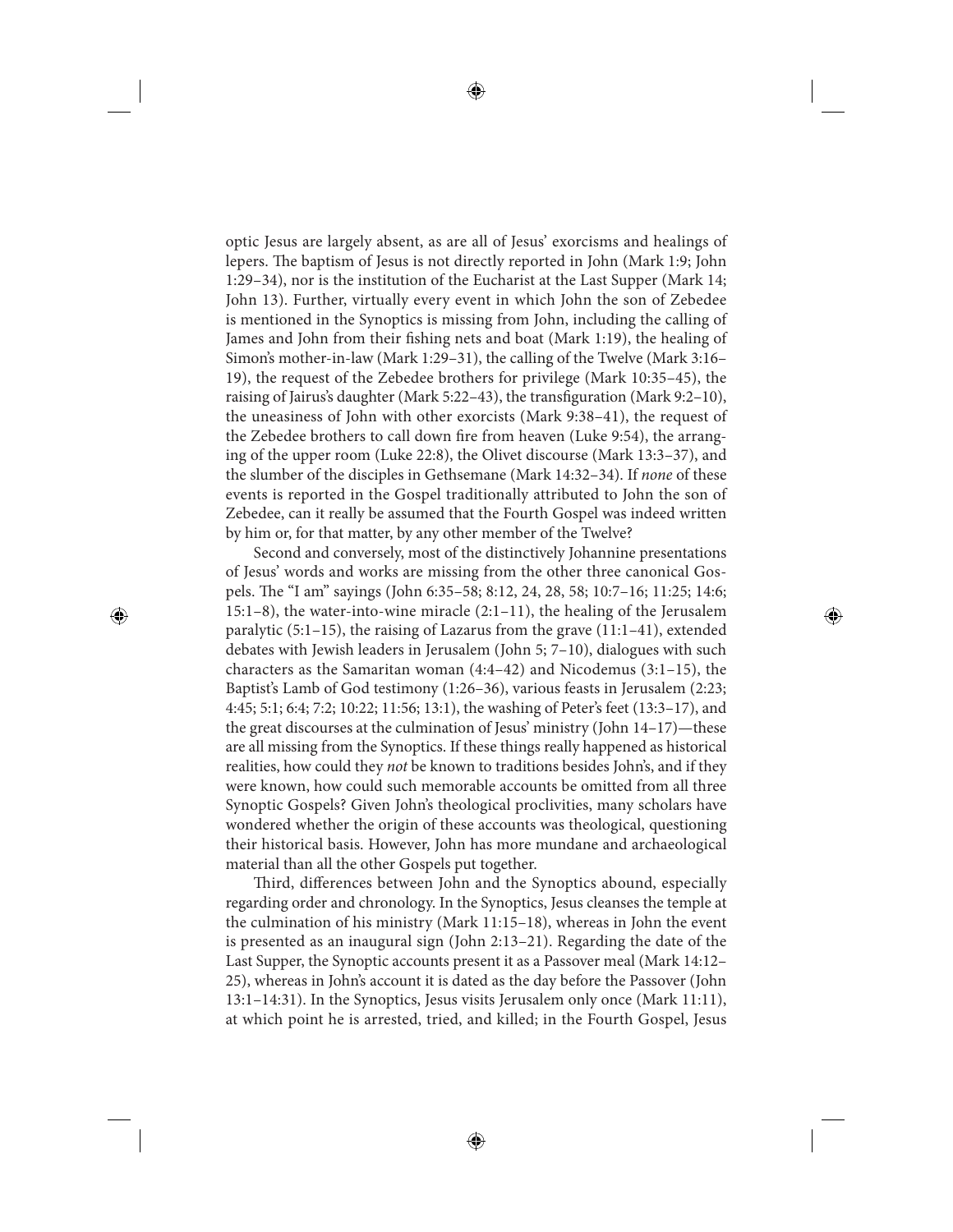optic Jesus are largely absent, as are all of Jesus' exorcisms and healings of lepers. The baptism of Jesus is not directly reported in John (Mark 1:9; John 1:29–34), nor is the institution of the Eucharist at the Last Supper (Mark 14; John 13). Further, virtually every event in which John the son of Zebedee is mentioned in the Synoptics is missing from John, including the calling of James and John from their fishing nets and boat (Mark 1:19), the healing of Simon's mother-in-law (Mark 1:29–31), the calling of the Twelve (Mark 3:16–19), the request of the Zebedee brothers for privilege (Mark 10:35–45), the raising of Jairus's daughter (Mark 5:22–43), the transfiguration (Mark 9:2–10), the uneasiness of John with other exorcists (Mark 9:38–41), the request of the Zebedee brothers to call down fire from heaven (Luke 9:54), the arranging of the upper room (Luke 22:8), the Olivet discourse (Mark 13:3–37), and the slumber of the disciples in Gethsemane (Mark 14:32–34). If *none* of these events is reported in the Gospel traditionally attributed to John the son of Zebedee, can it really be assumed that the Fourth Gospel was indeed written by him or, for that matter, by any other member of the Twelve?

Second and conversely, most of the distinctively Johannine presentations of Jesus' words and works are missing from the other three canonical Gospels. The "I am" sayings (John 6:35–58; 8:12, 24, 28, 58; 10:7–16; 11:25; 14:6; 15:1–8), the water-into-wine miracle (2:1–11), the healing of the Jerusalem paralytic (5:1–15), the raising of Lazarus from the grave (11:1–41), extended debates with Jewish leaders in Jerusalem (John 5; 7–10), dialogues with such characters as the Samaritan woman (4:4–42) and Nicodemus (3:1–15), the Baptist's Lamb of God testimony (1:26–36), various feasts in Jerusalem (2:23; 4:45; 5:1; 6:4; 7:2; 10:22; 11:56; 13:1), the washing of Peter's feet (13:3–17), and the great discourses at the culmination of Jesus' ministry (John 14–17)—these are all missing from the Synoptics. If these things really happened as historical realities, how could they *not* be known to traditions besides John's, and if they were known, how could such memorable accounts be omitted from all three Synoptic Gospels? Given John's theological proclivities, many scholars have wondered whether the origin of these accounts was theological, questioning their historical basis. However, John has more mundane and archaeological material than all the other Gospels put together.

Third, differences between John and the Synoptics abound, especially regarding order and chronology. In the Synoptics, Jesus cleanses the temple at the culmination of his ministry (Mark 11:15–18), whereas in John the event is presented as an inaugural sign (John 2:13–21). Regarding the date of the Last Supper, the Synoptic accounts present it as a Passover meal (Mark 14:12–25), whereas in John's account it is dated as the day before the Passover (John 13:1–14:31). In the Synoptics, Jesus visits Jerusalem only once (Mark 11:11), at which point he is arrested, tried, and killed; in the Fourth Gospel, Jesus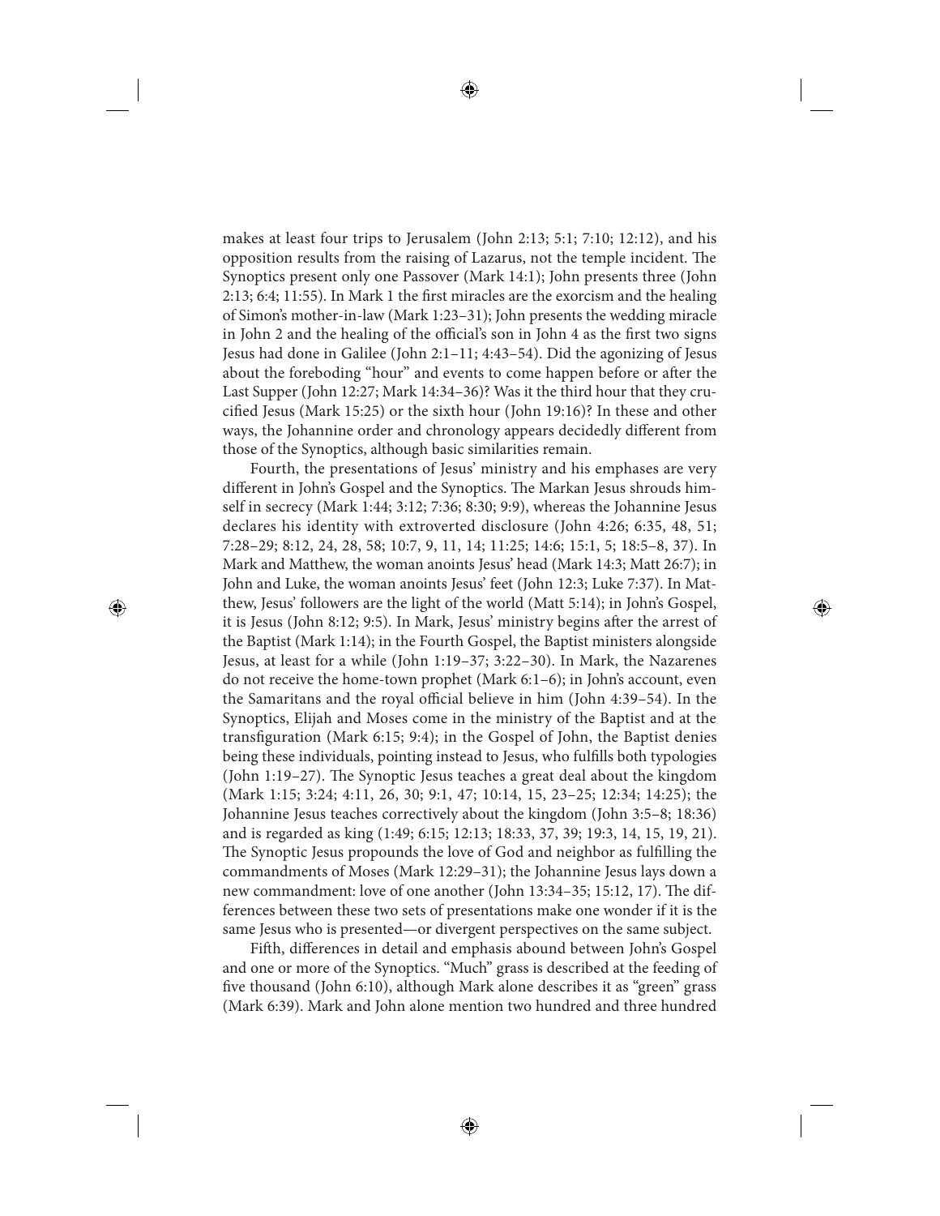makes at least four trips to Jerusalem (John 2:13; 5:1; 7:10; 12:12), and his opposition results from the raising of Lazarus, not the temple incident. The Synoptics present only one Passover (Mark 14:1); John presents three (John 2:13; 6:4; 11:55). In Mark 1 the first miracles are the exorcism and the healing of Simon's mother-in-law (Mark 1:23–31); John presents the wedding miracle in John 2 and the healing of the official's son in John 4 as the first two signs Jesus had done in Galilee (John 2:1–11; 4:43–54). Did the agonizing of Jesus about the foreboding "hour" and events to come happen before or after the Last Supper (John 12:27; Mark 14:34–36)? Was it the third hour that they crucified Jesus (Mark 15:25) or the sixth hour (John 19:16)? In these and other ways, the Johannine order and chronology appears decidedly different from those of the Synoptics, although basic similarities remain.

Fourth, the presentations of Jesus' ministry and his emphases are very different in John's Gospel and the Synoptics. The Markan Jesus shrouds himself in secrecy (Mark 1:44; 3:12; 7:36; 8:30; 9:9), whereas the Johannine Jesus declares his identity with extroverted disclosure (John 4:26; 6:35, 48, 51; 7:28–29; 8:12, 24, 28, 58; 10:7, 9, 11, 14; 11:25; 14:6; 15:1, 5; 18:5–8, 37). In Mark and Matthew, the woman anoints Jesus' head (Mark 14:3; Matt 26:7); in John and Luke, the woman anoints Jesus' feet (John 12:3; Luke 7:37). In Matthew, Jesus' followers are the light of the world (Matt 5:14); in John's Gospel, it is Jesus (John 8:12; 9:5). In Mark, Jesus' ministry begins after the arrest of the Baptist (Mark 1:14); in the Fourth Gospel, the Baptist ministers alongside Jesus, at least for a while (John 1:19–37; 3:22–30). In Mark, the Nazarenes do not receive the home-town prophet (Mark 6:1–6); in John's account, even the Samaritans and the royal official believe in him (John 4:39–54). In the Synoptics, Elijah and Moses come in the ministry of the Baptist and at the transfiguration (Mark 6:15; 9:4); in the Gospel of John, the Baptist denies being these individuals, pointing instead to Jesus, who fulfills both typologies (John 1:19–27). The Synoptic Jesus teaches a great deal about the kingdom (Mark 1:15; 3:24; 4:11, 26, 30; 9:1, 47; 10:14, 15, 23–25; 12:34; 14:25); the Johannine Jesus teaches correctively about the kingdom (John 3:5–8; 18:36) and is regarded as king (1:49; 6:15; 12:13; 18:33, 37, 39; 19:3, 14, 15, 19, 21). The Synoptic Jesus propounds the love of God and neighbor as fulfilling the commandments of Moses (Mark 12:29–31); the Johannine Jesus lays down a new commandment: love of one another (John 13:34–35; 15:12, 17). The differences between these two sets of presentations make one wonder if it is the same Jesus who is presented—or divergent perspectives on the same subject.

Fifth, differences in detail and emphasis abound between John's Gospel and one or more of the Synoptics. "Much" grass is described at the feeding of five thousand (John 6:10), although Mark alone describes it as "green" grass (Mark 6:39). Mark and John alone mention two hundred and three hundred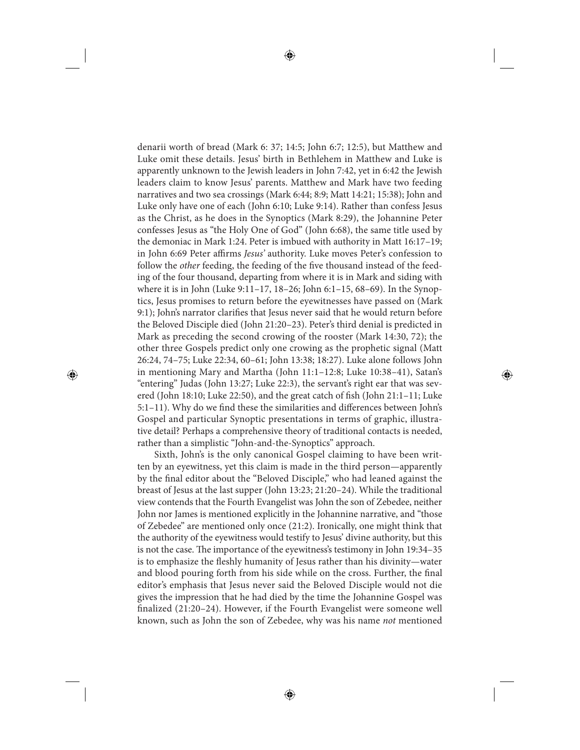denarii worth of bread (Mark 6: 37; 14:5; John 6:7; 12:5), but Matthew and Luke omit these details. Jesus' birth in Bethlehem in Matthew and Luke is apparently unknown to the Jewish leaders in John 7:42, yet in 6:42 the Jewish leaders claim to know Jesus' parents. Matthew and Mark have two feeding narratives and two sea crossings (Mark 6:44; 8:9; Matt 14:21; 15:38); John and Luke only have one of each (John 6:10; Luke 9:14). Rather than confess Jesus as the Christ, as he does in the Synoptics (Mark 8:29), the Johannine Peter confesses Jesus as "the Holy One of God" (John 6:68), the same title used by the demoniac in Mark 1:24. Peter is imbued with authority in Matt 16:17–19; in John 6:69 Peter affirms *Jesus'* authority. Luke moves Peter's confession to follow the *other* feeding, the feeding of the five thousand instead of the feeding of the four thousand, departing from where it is in Mark and siding with where it is in John (Luke 9:11–17, 18–26; John 6:1–15, 68–69). In the Synoptics, Jesus promises to return before the eyewitnesses have passed on (Mark 9:1); John's narrator clarifies that Jesus never said that he would return before the Beloved Disciple died (John 21:20–23). Peter's third denial is predicted in Mark as preceding the second crowing of the rooster (Mark 14:30, 72); the other three Gospels predict only one crowing as the prophetic signal (Matt 26:24, 74–75; Luke 22:34, 60–61; John 13:38; 18:27). Luke alone follows John in mentioning Mary and Martha (John 11:1–12:8; Luke 10:38–41), Satan's "entering" Judas (John 13:27; Luke 22:3), the servant's right ear that was severed (John 18:10; Luke 22:50), and the great catch of fish (John 21:1–11; Luke 5:1–11). Why do we find these the similarities and differences between John's Gospel and particular Synoptic presentations in terms of graphic, illustrative detail? Perhaps a comprehensive theory of traditional contacts is needed, rather than a simplistic "John-and-the-Synoptics" approach.

Sixth, John's is the only canonical Gospel claiming to have been written by an eyewitness, yet this claim is made in the third person—apparently by the final editor about the "Beloved Disciple," who had leaned against the breast of Jesus at the last supper (John 13:23; 21:20–24). While the traditional view contends that the Fourth Evangelist was John the son of Zebedee, neither John nor James is mentioned explicitly in the Johannine narrative, and "those of Zebedee" are mentioned only once (21:2). Ironically, one might think that the authority of the eyewitness would testify to Jesus' divine authority, but this is not the case. The importance of the eyewitness's testimony in John 19:34–35 is to emphasize the fleshly humanity of Jesus rather than his divinity—water and blood pouring forth from his side while on the cross. Further, the final editor's emphasis that Jesus never said the Beloved Disciple would not die gives the impression that he had died by the time the Johannine Gospel was finalized (21:20–24). However, if the Fourth Evangelist were someone well known, such as John the son of Zebedee, why was his name *not* mentioned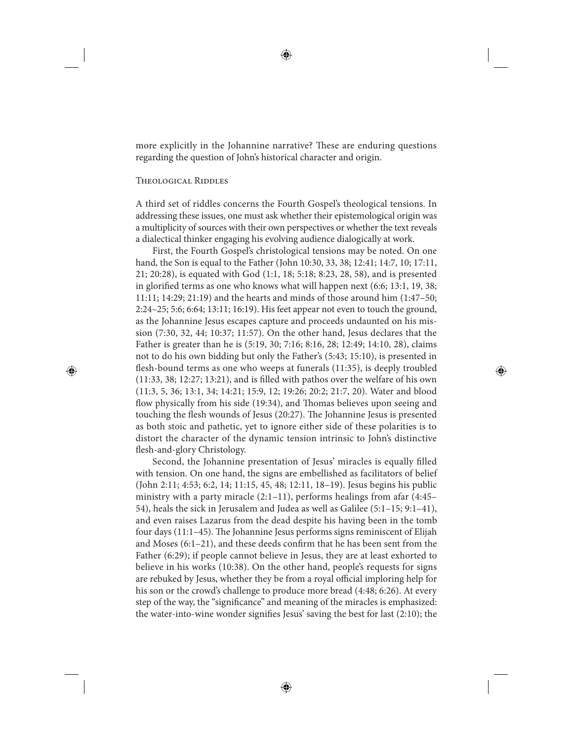more explicitly in the Johannine narrative? These are enduring questions regarding the question of John's historical character and origin.

### Theological Riddles

A third set of riddles concerns the Fourth Gospel's theological tensions. In addressing these issues, one must ask whether their epistemological origin was a multiplicity of sources with their own perspectives or whether the text reveals a dialectical thinker engaging his evolving audience dialogically at work.

First, the Fourth Gospel's christological tensions may be noted. On one hand, the Son is equal to the Father (John 10:30, 33, 38; 12:41; 14:7, 10; 17:11, 21; 20:28), is equated with God (1:1, 18; 5:18; 8:23, 28, 58), and is presented in glorified terms as one who knows what will happen next (6:6; 13:1, 19, 38; 11:11; 14:29; 21:19) and the hearts and minds of those around him (1:47–50; 2:24–25; 5:6; 6:64; 13:11; 16:19). His feet appear not even to touch the ground, as the Johannine Jesus escapes capture and proceeds undaunted on his mission (7:30, 32, 44; 10:37; 11:57). On the other hand, Jesus declares that the Father is greater than he is (5:19, 30; 7:16; 8:16, 28; 12:49; 14:10, 28), claims not to do his own bidding but only the Father's (5:43; 15:10), is presented in flesh-bound terms as one who weeps at funerals (11:35), is deeply troubled (11:33, 38; 12:27; 13:21), and is filled with pathos over the welfare of his own (11:3, 5, 36; 13:1, 34; 14:21; 15:9, 12; 19:26; 20:2; 21:7, 20). Water and blood flow physically from his side (19:34), and Thomas believes upon seeing and touching the flesh wounds of Jesus (20:27). The Johannine Jesus is presented as both stoic and pathetic, yet to ignore either side of these polarities is to distort the character of the dynamic tension intrinsic to John's distinctive flesh-and-glory Christology.

Second, the Johannine presentation of Jesus' miracles is equally filled with tension. On one hand, the signs are embellished as facilitators of belief (John 2:11; 4:53; 6:2, 14; 11:15, 45, 48; 12:11, 18–19). Jesus begins his public ministry with a party miracle (2:1–11), performs healings from afar (4:45–54), heals the sick in Jerusalem and Judea as well as Galilee (5:1–15; 9:1–41), and even raises Lazarus from the dead despite his having been in the tomb four days (11:1–45). The Johannine Jesus performs signs reminiscent of Elijah and Moses (6:1–21), and these deeds confirm that he has been sent from the Father (6:29); if people cannot believe in Jesus, they are at least exhorted to believe in his works (10:38). On the other hand, people's requests for signs are rebuked by Jesus, whether they be from a royal official imploring help for his son or the crowd's challenge to produce more bread (4:48; 6:26). At every step of the way, the "significance" and meaning of the miracles is emphasized: the water-into-wine wonder signifies Jesus' saving the best for last (2:10); the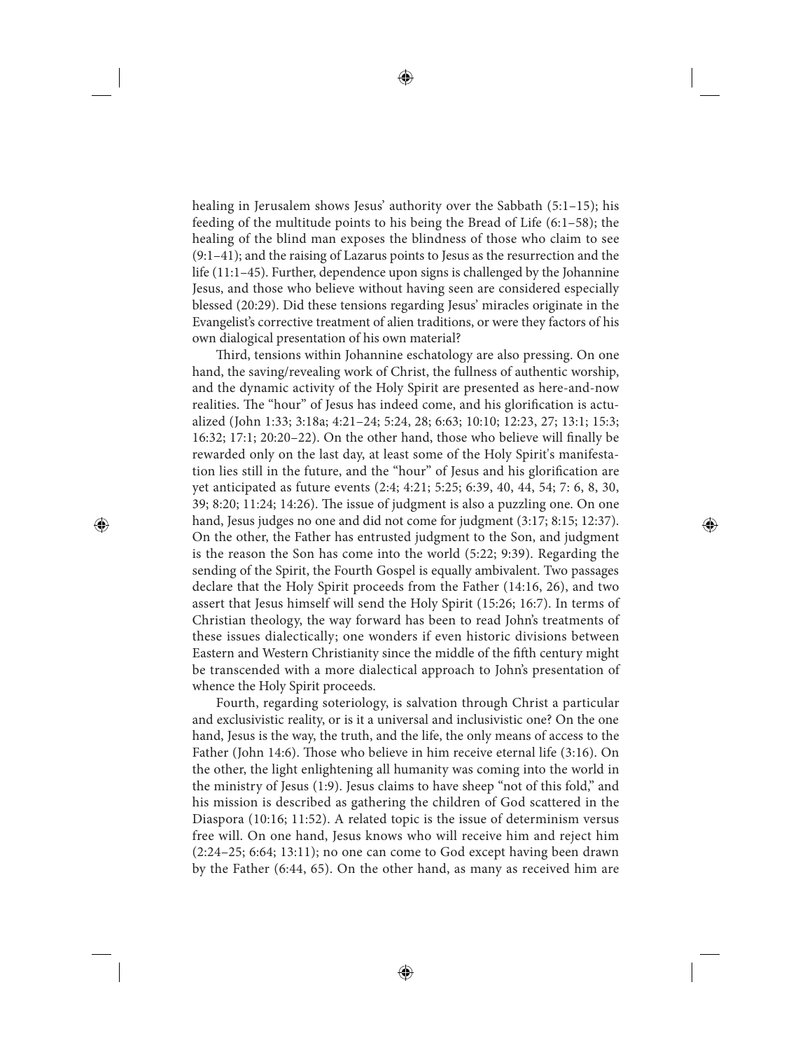healing in Jerusalem shows Jesus' authority over the Sabbath (5:1–15); his feeding of the multitude points to his being the Bread of Life (6:1–58); the healing of the blind man exposes the blindness of those who claim to see (9:1–41); and the raising of Lazarus points to Jesus as the resurrection and the life (11:1–45). Further, dependence upon signs is challenged by the Johannine Jesus, and those who believe without having seen are considered especially blessed (20:29). Did these tensions regarding Jesus' miracles originate in the Evangelist's corrective treatment of alien traditions, or were they factors of his own dialogical presentation of his own material?

Third, tensions within Johannine eschatology are also pressing. On one hand, the saving/revealing work of Christ, the fullness of authentic worship, and the dynamic activity of the Holy Spirit are presented as here-and-now realities. The "hour" of Jesus has indeed come, and his glorification is actualized (John 1:33; 3:18a; 4:21–24; 5:24, 28; 6:63; 10:10; 12:23, 27; 13:1; 15:3; 16:32; 17:1; 20:20–22). On the other hand, those who believe will finally be rewarded only on the last day, at least some of the Holy Spirit's manifestation lies still in the future, and the "hour" of Jesus and his glorification are yet anticipated as future events (2:4; 4:21; 5:25; 6:39, 40, 44, 54; 7: 6, 8, 30, 39; 8:20; 11:24; 14:26). The issue of judgment is also a puzzling one. On one hand, Jesus judges no one and did not come for judgment (3:17; 8:15; 12:37). On the other, the Father has entrusted judgment to the Son, and judgment is the reason the Son has come into the world (5:22; 9:39). Regarding the sending of the Spirit, the Fourth Gospel is equally ambivalent. Two passages declare that the Holy Spirit proceeds from the Father (14:16, 26), and two assert that Jesus himself will send the Holy Spirit (15:26; 16:7). In terms of Christian theology, the way forward has been to read John's treatments of these issues dialectically; one wonders if even historic divisions between Eastern and Western Christianity since the middle of the fifth century might be transcended with a more dialectical approach to John's presentation of whence the Holy Spirit proceeds.

Fourth, regarding soteriology, is salvation through Christ a particular and exclusivistic reality, or is it a universal and inclusivistic one? On the one hand, Jesus is the way, the truth, and the life, the only means of access to the Father (John 14:6). Those who believe in him receive eternal life (3:16). On the other, the light enlightening all humanity was coming into the world in the ministry of Jesus (1:9). Jesus claims to have sheep "not of this fold," and his mission is described as gathering the children of God scattered in the Diaspora (10:16; 11:52). A related topic is the issue of determinism versus free will. On one hand, Jesus knows who will receive him and reject him (2:24–25; 6:64; 13:11); no one can come to God except having been drawn by the Father (6:44, 65). On the other hand, as many as received him are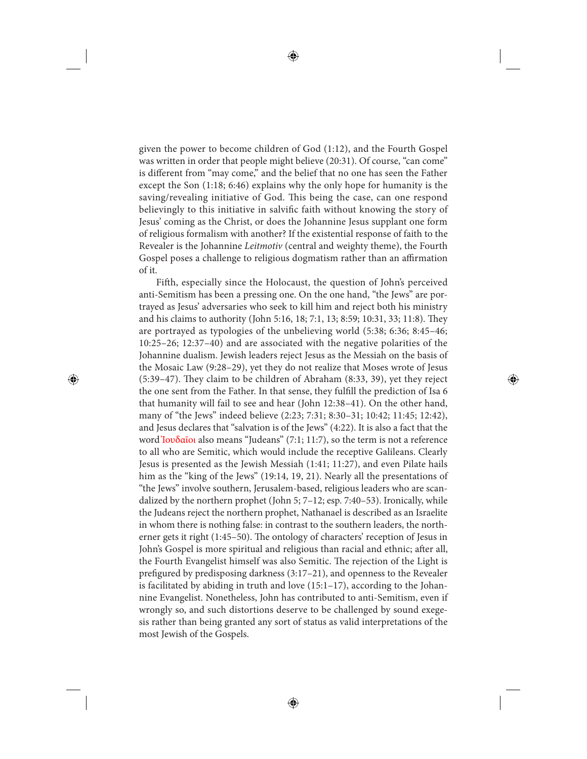given the power to become children of God (1:12), and the Fourth Gospel was written in order that people might believe (20:31). Of course, "can come" is different from "may come," and the belief that no one has seen the Father except the Son (1:18; 6:46) explains why the only hope for humanity is the saving/revealing initiative of God. This being the case, can one respond believingly to this initiative in salvific faith without knowing the story of Jesus' coming as the Christ, or does the Johannine Jesus supplant one form of religious formalism with another? If the existential response of faith to the Revealer is the Johannine *Leitmotiv* (central and weighty theme), the Fourth Gospel poses a challenge to religious dogmatism rather than an affirmation of it.

Fifth, especially since the Holocaust, the question of John's perceived anti-Semitism has been a pressing one. On the one hand, "the Jews" are portrayed as Jesus' adversaries who seek to kill him and reject both his ministry and his claims to authority (John 5:16, 18; 7:1, 13; 8:59; 10:31, 33; 11:8). They are portrayed as typologies of the unbelieving world (5:38; 6:36; 8:45–46; 10:25–26; 12:37–40) and are associated with the negative polarities of the Johannine dualism. Jewish leaders reject Jesus as the Messiah on the basis of the Mosaic Law (9:28–29), yet they do not realize that Moses wrote of Jesus (5:39–47). They claim to be children of Abraham (8:33, 39), yet they reject the one sent from the Father. In that sense, they fulfill the prediction of Isa 6 that humanity will fail to see and hear (John 12:38–41). On the other hand, many of "the Jews" indeed believe (2:23; 7:31; 8:30–31; 10:42; 11:45; 12:42), and Jesus declares that "salvation is of the Jews" (4:22). It is also a fact that the word Ἰουδαῖοι also means "Judeans" (7:1; 11:7), so the term is not a reference to all who are Semitic, which would include the receptive Galileans. Clearly Jesus is presented as the Jewish Messiah (1:41; 11:27), and even Pilate hails him as the "king of the Jews" (19:14, 19, 21). Nearly all the presentations of "the Jews" involve southern, Jerusalem-based, religious leaders who are scandalized by the northern prophet (John 5; 7–12; esp. 7:40–53). Ironically, while the Judeans reject the northern prophet, Nathanael is described as an Israelite in whom there is nothing false: in contrast to the southern leaders, the northerner gets it right (1:45–50). The ontology of characters' reception of Jesus in John's Gospel is more spiritual and religious than racial and ethnic; after all, the Fourth Evangelist himself was also Semitic. The rejection of the Light is prefigured by predisposing darkness (3:17–21), and openness to the Revealer is facilitated by abiding in truth and love (15:1–17), according to the Johannine Evangelist. Nonetheless, John has contributed to anti-Semitism, even if wrongly so, and such distortions deserve to be challenged by sound exegesis rather than being granted any sort of status as valid interpretations of the most Jewish of the Gospels.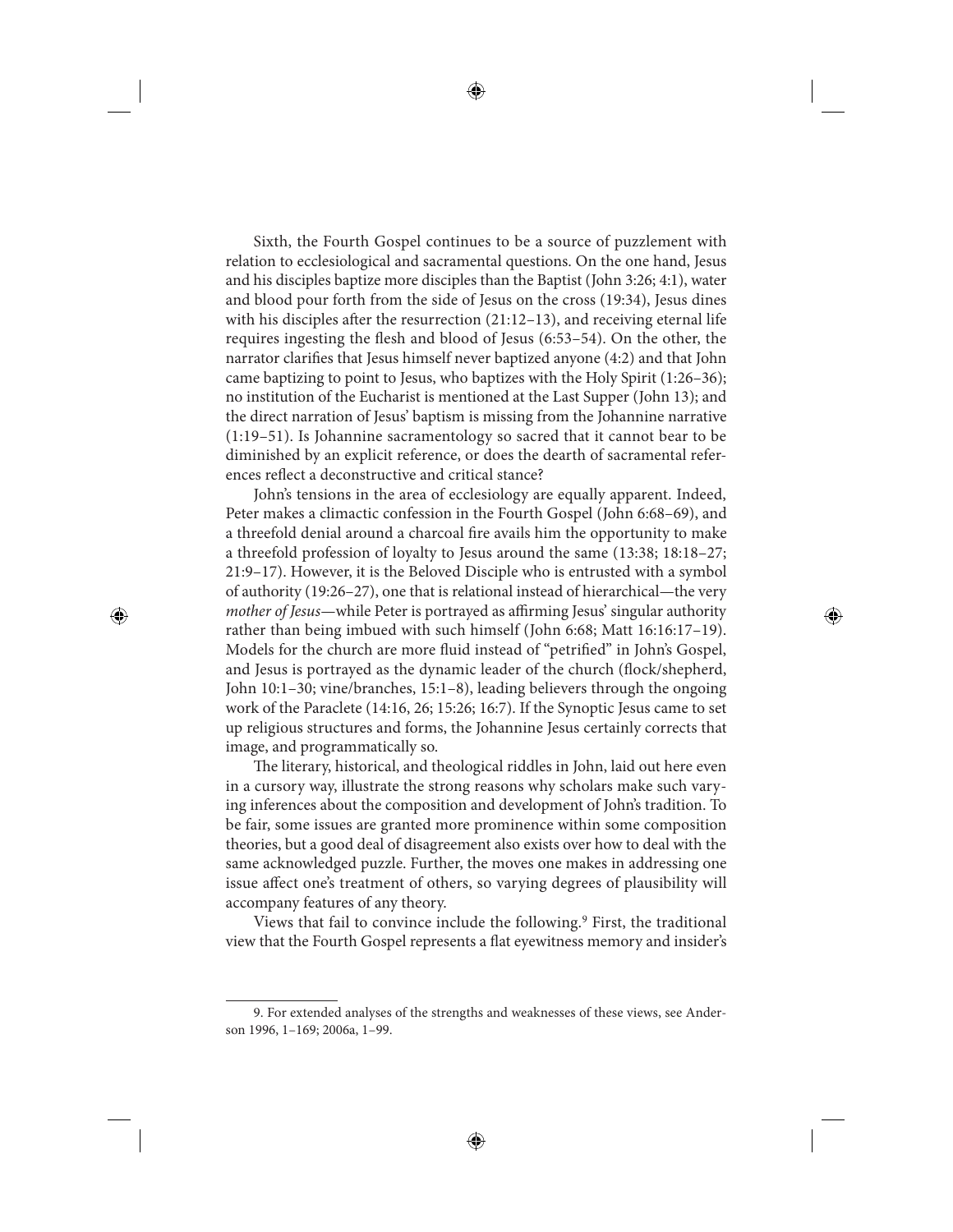Sixth, the Fourth Gospel continues to be a source of puzzlement with relation to ecclesiological and sacramental questions. On the one hand, Jesus and his disciples baptize more disciples than the Baptist (John 3:26; 4:1), water and blood pour forth from the side of Jesus on the cross (19:34), Jesus dines with his disciples after the resurrection (21:12–13), and receiving eternal life requires ingesting the flesh and blood of Jesus (6:53–54). On the other, the narrator clarifies that Jesus himself never baptized anyone (4:2) and that John came baptizing to point to Jesus, who baptizes with the Holy Spirit (1:26–36); no institution of the Eucharist is mentioned at the Last Supper (John 13); and the direct narration of Jesus' baptism is missing from the Johannine narrative (1:19–51). Is Johannine sacramentology so sacred that it cannot bear to be diminished by an explicit reference, or does the dearth of sacramental references reflect a deconstructive and critical stance?

John's tensions in the area of ecclesiology are equally apparent. Indeed, Peter makes a climactic confession in the Fourth Gospel (John 6:68–69), and a threefold denial around a charcoal fire avails him the opportunity to make a threefold profession of loyalty to Jesus around the same (13:38; 18:18–27; 21:9–17). However, it is the Beloved Disciple who is entrusted with a symbol of authority (19:26–27), one that is relational instead of hierarchical—the very *mother of Jesus*—while Peter is portrayed as affirming Jesus' singular authority rather than being imbued with such himself (John 6:68; Matt 16:16:17–19). Models for the church are more fluid instead of "petrified" in John's Gospel, and Jesus is portrayed as the dynamic leader of the church (flock/shepherd, John 10:1–30; vine/branches, 15:1–8), leading believers through the ongoing work of the Paraclete (14:16, 26; 15:26; 16:7). If the Synoptic Jesus came to set up religious structures and forms, the Johannine Jesus certainly corrects that image, and programmatically so.

The literary, historical, and theological riddles in John, laid out here even in a cursory way, illustrate the strong reasons why scholars make such varying inferences about the composition and development of John's tradition. To be fair, some issues are granted more prominence within some composition theories, but a good deal of disagreement also exists over how to deal with the same acknowledged puzzle. Further, the moves one makes in addressing one issue affect one's treatment of others, so varying degrees of plausibility will accompany features of any theory.

Views that fail to convince include the following.[9] First, the traditional view that the Fourth Gospel represents a flat eyewitness memory and insider's

9. For extended analyses of the strengths and weaknesses of these views, see Anderson 1996, 1–169; 2006a, 1–99.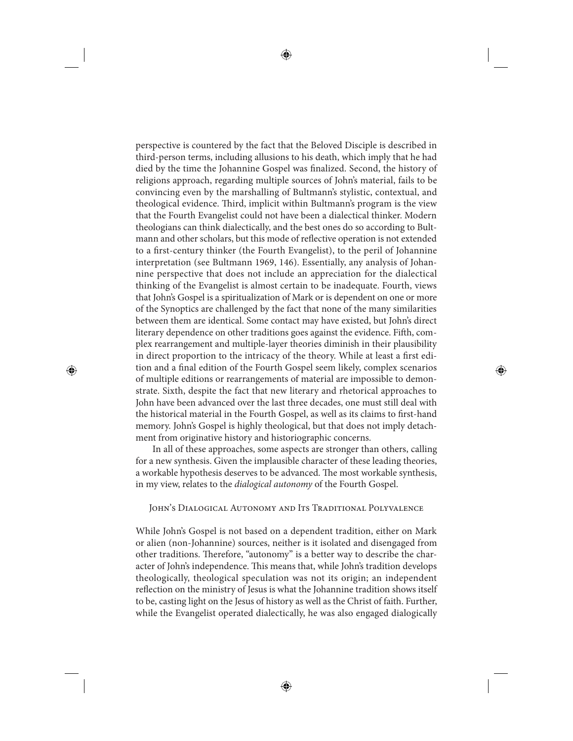perspective is countered by the fact that the Beloved Disciple is described in third-person terms, including allusions to his death, which imply that he had died by the time the Johannine Gospel was finalized. Second, the history of religions approach, regarding multiple sources of John's material, fails to be convincing even by the marshalling of Bultmann's stylistic, contextual, and theological evidence. Third, implicit within Bultmann's program is the view that the Fourth Evangelist could not have been a dialectical thinker. Modern theologians can think dialectically, and the best ones do so according to Bultmann and other scholars, but this mode of reflective operation is not extended to a first-century thinker (the Fourth Evangelist), to the peril of Johannine interpretation (see Bultmann 1969, 146). Essentially, any analysis of Johannine perspective that does not include an appreciation for the dialectical thinking of the Evangelist is almost certain to be inadequate. Fourth, views that John's Gospel is a spiritualization of Mark or is dependent on one or more of the Synoptics are challenged by the fact that none of the many similarities between them are identical. Some contact may have existed, but John's direct literary dependence on other traditions goes against the evidence. Fifth, complex rearrangement and multiple-layer theories diminish in their plausibility in direct proportion to the intricacy of the theory. While at least a first edition and a final edition of the Fourth Gospel seem likely, complex scenarios of multiple editions or rearrangements of material are impossible to demonstrate. Sixth, despite the fact that new literary and rhetorical approaches to John have been advanced over the last three decades, one must still deal with the historical material in the Fourth Gospel, as well as its claims to first-hand memory. John's Gospel is highly theological, but that does not imply detachment from originative history and historiographic concerns.

In all of these approaches, some aspects are stronger than others, calling for a new synthesis. Given the implausible character of these leading theories, a workable hypothesis deserves to be advanced. The most workable synthesis, in my view, relates to the *dialogical autonomy* of the Fourth Gospel.

## John's Dialogical Autonomy and Its Traditional Polyvalence

While John's Gospel is not based on a dependent tradition, either on Mark or alien (non-Johannine) sources, neither is it isolated and disengaged from other traditions. Therefore, "autonomy" is a better way to describe the character of John's independence. This means that, while John's tradition develops theologically, theological speculation was not its origin; an independent reflection on the ministry of Jesus is what the Johannine tradition shows itself to be, casting light on the Jesus of history as well as the Christ of faith. Further, while the Evangelist operated dialectically, he was also engaged dialogically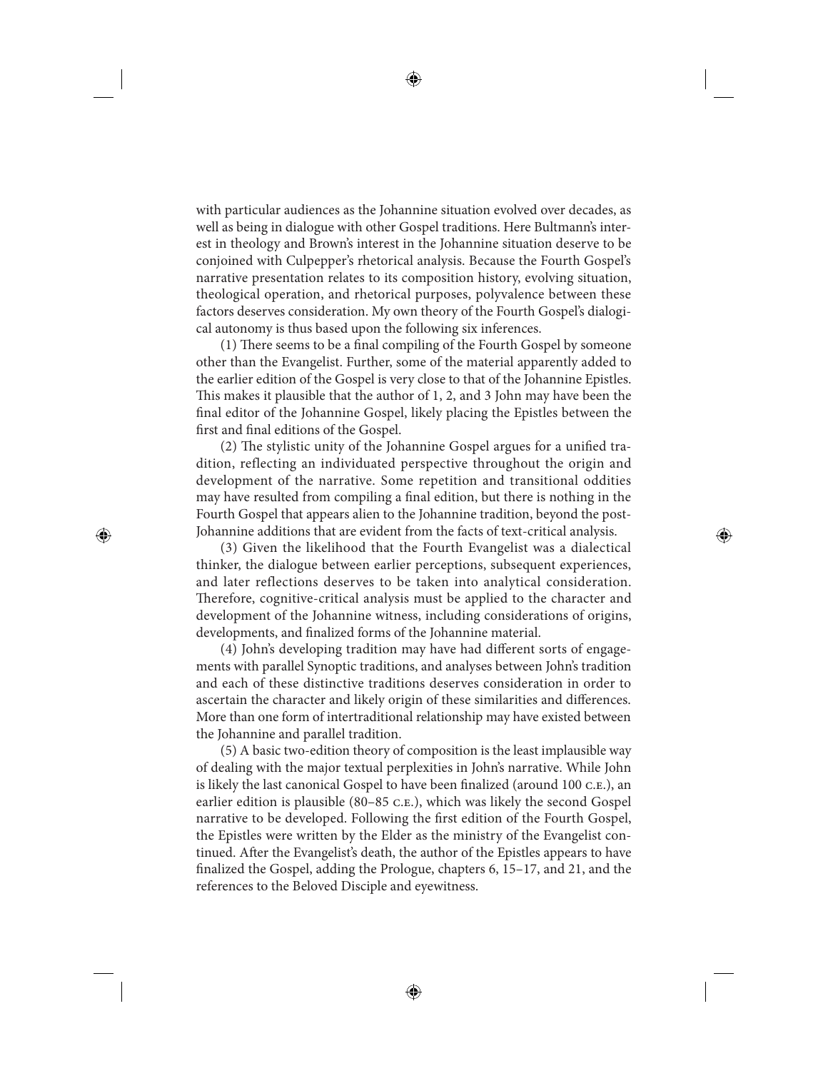with particular audiences as the Johannine situation evolved over decades, as well as being in dialogue with other Gospel traditions. Here Bultmann's interest in theology and Brown's interest in the Johannine situation deserve to be conjoined with Culpepper's rhetorical analysis. Because the Fourth Gospel's narrative presentation relates to its composition history, evolving situation, theological operation, and rhetorical purposes, polyvalence between these factors deserves consideration. My own theory of the Fourth Gospel's dialogical autonomy is thus based upon the following six inferences.

(1) There seems to be a final compiling of the Fourth Gospel by someone other than the Evangelist. Further, some of the material apparently added to the earlier edition of the Gospel is very close to that of the Johannine Epistles. This makes it plausible that the author of 1, 2, and 3 John may have been the final editor of the Johannine Gospel, likely placing the Epistles between the first and final editions of the Gospel.

(2) The stylistic unity of the Johannine Gospel argues for a unified tradition, reflecting an individuated perspective throughout the origin and development of the narrative. Some repetition and transitional oddities may have resulted from compiling a final edition, but there is nothing in the Fourth Gospel that appears alien to the Johannine tradition, beyond the post-Johannine additions that are evident from the facts of text-critical analysis.

(3) Given the likelihood that the Fourth Evangelist was a dialectical thinker, the dialogue between earlier perceptions, subsequent experiences, and later reflections deserves to be taken into analytical consideration. Therefore, cognitive-critical analysis must be applied to the character and development of the Johannine witness, including considerations of origins, developments, and finalized forms of the Johannine material.

(4) John's developing tradition may have had different sorts of engagements with parallel Synoptic traditions, and analyses between John's tradition and each of these distinctive traditions deserves consideration in order to ascertain the character and likely origin of these similarities and differences. More than one form of intertraditional relationship may have existed between the Johannine and parallel tradition.

(5) A basic two-edition theory of composition is the least implausible way of dealing with the major textual perplexities in John's narrative. While John is likely the last canonical Gospel to have been finalized (around 100 C.E.), an earlier edition is plausible (80–85 C.E.), which was likely the second Gospel narrative to be developed. Following the first edition of the Fourth Gospel, the Epistles were written by the Elder as the ministry of the Evangelist continued. After the Evangelist's death, the author of the Epistles appears to have finalized the Gospel, adding the Prologue, chapters 6, 15–17, and 21, and the references to the Beloved Disciple and eyewitness.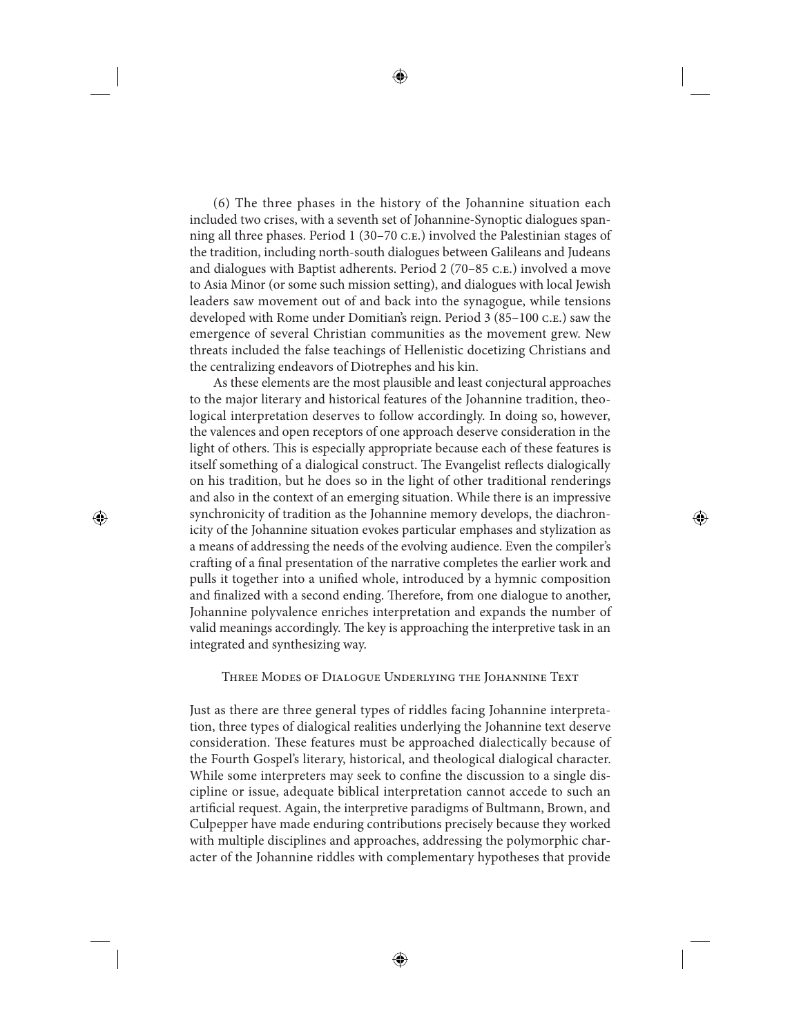(6) The three phases in the history of the Johannine situation each included two crises, with a seventh set of Johannine-Synoptic dialogues spanning all three phases. Period 1 (30–70 C.E.) involved the Palestinian stages of the tradition, including north-south dialogues between Galileans and Judeans and dialogues with Baptist adherents. Period 2 (70–85 C.E.) involved a move to Asia Minor (or some such mission setting), and dialogues with local Jewish leaders saw movement out of and back into the synagogue, while tensions developed with Rome under Domitian's reign. Period 3 (85–100 C.E.) saw the emergence of several Christian communities as the movement grew. New threats included the false teachings of Hellenistic docetizing Christians and the centralizing endeavors of Diotrephes and his kin.

As these elements are the most plausible and least conjectural approaches to the major literary and historical features of the Johannine tradition, theological interpretation deserves to follow accordingly. In doing so, however, the valences and open receptors of one approach deserve consideration in the light of others. This is especially appropriate because each of these features is itself something of a dialogical construct. The Evangelist reflects dialogically on his tradition, but he does so in the light of other traditional renderings and also in the context of an emerging situation. While there is an impressive synchronicity of tradition as the Johannine memory develops, the diachronicity of the Johannine situation evokes particular emphases and stylization as a means of addressing the needs of the evolving audience. Even the compiler's crafting of a final presentation of the narrative completes the earlier work and pulls it together into a unified whole, introduced by a hymnic composition and finalized with a second ending. Therefore, from one dialogue to another, Johannine polyvalence enriches interpretation and expands the number of valid meanings accordingly. The key is approaching the interpretive task in an integrated and synthesizing way.

## Three Modes of Dialogue Underlying the Johannine Text

Just as there are three general types of riddles facing Johannine interpretation, three types of dialogical realities underlying the Johannine text deserve consideration. These features must be approached dialectically because of the Fourth Gospel's literary, historical, and theological dialogical character. While some interpreters may seek to confine the discussion to a single discipline or issue, adequate biblical interpretation cannot accede to such an artificial request. Again, the interpretive paradigms of Bultmann, Brown, and Culpepper have made enduring contributions precisely because they worked with multiple disciplines and approaches, addressing the polymorphic character of the Johannine riddles with complementary hypotheses that provide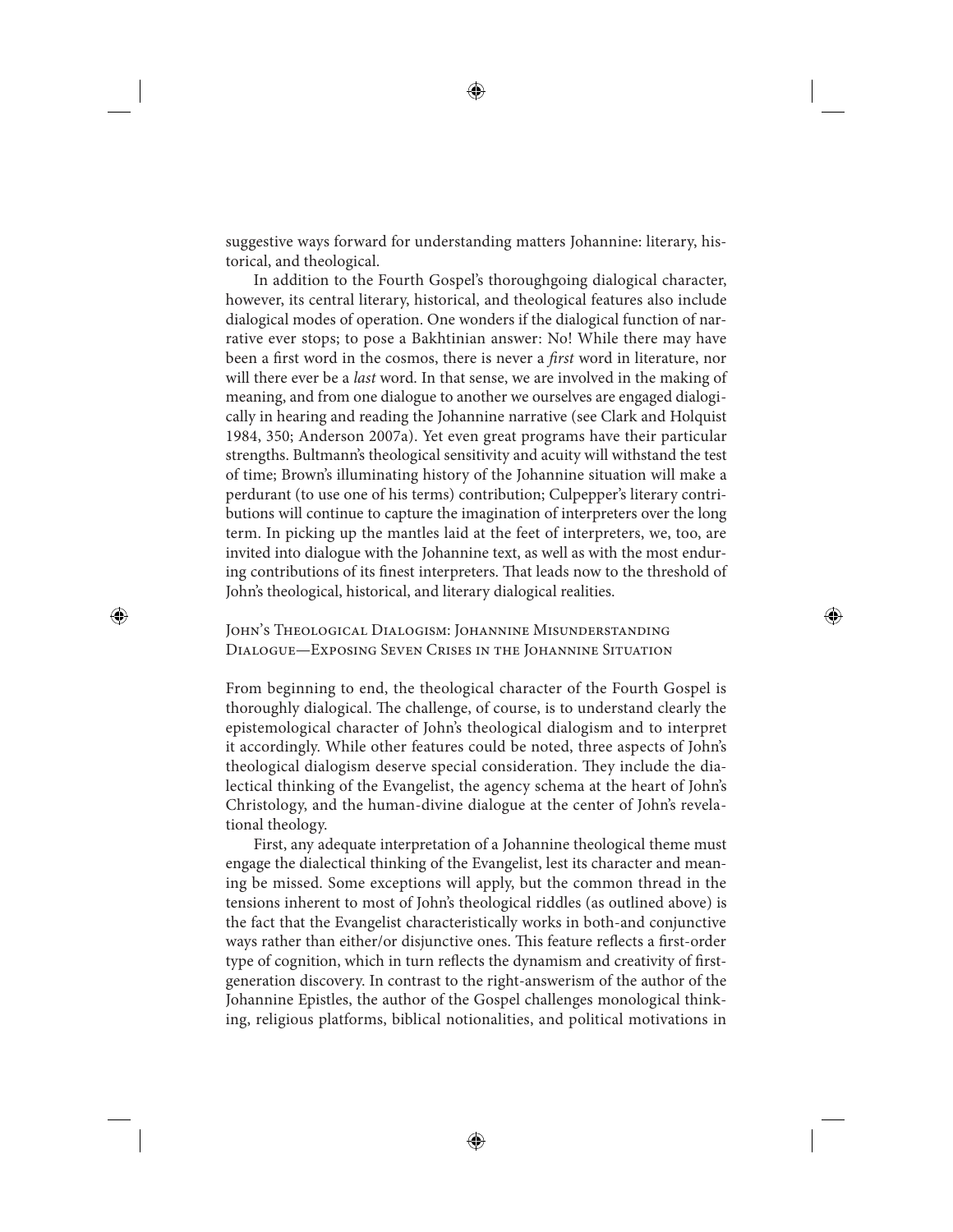suggestive ways forward for understanding matters Johannine: literary, historical, and theological.

In addition to the Fourth Gospel's thoroughgoing dialogical character, however, its central literary, historical, and theological features also include dialogical modes of operation. One wonders if the dialogical function of narrative ever stops; to pose a Bakhtinian answer: No! While there may have been a first word in the cosmos, there is never a *first* word in literature, nor will there ever be a *last* word. In that sense, we are involved in the making of meaning, and from one dialogue to another we ourselves are engaged dialogically in hearing and reading the Johannine narrative (see Clark and Holquist 1984, 350; Anderson 2007a). Yet even great programs have their particular strengths. Bultmann's theological sensitivity and acuity will withstand the test of time; Brown's illuminating history of the Johannine situation will make a perdurant (to use one of his terms) contribution; Culpepper's literary contributions will continue to capture the imagination of interpreters over the long term. In picking up the mantles laid at the feet of interpreters, we, too, are invited into dialogue with the Johannine text, as well as with the most enduring contributions of its finest interpreters. That leads now to the threshold of John's theological, historical, and literary dialogical realities.

## John's Theological Dialogism: Johannine Misunderstanding Dialogue—Exposing Seven Crises in the Johannine Situation

From beginning to end, the theological character of the Fourth Gospel is thoroughly dialogical. The challenge, of course, is to understand clearly the epistemological character of John's theological dialogism and to interpret it accordingly. While other features could be noted, three aspects of John's theological dialogism deserve special consideration. They include the dialectical thinking of the Evangelist, the agency schema at the heart of John's Christology, and the human-divine dialogue at the center of John's revelational theology.

First, any adequate interpretation of a Johannine theological theme must engage the dialectical thinking of the Evangelist, lest its character and meaning be missed. Some exceptions will apply, but the common thread in the tensions inherent to most of John's theological riddles (as outlined above) is the fact that the Evangelist characteristically works in both-and conjunctive ways rather than either/or disjunctive ones. This feature reflects a first-order type of cognition, which in turn reflects the dynamism and creativity of first-generation discovery. In contrast to the right-answerism of the author of the Johannine Epistles, the author of the Gospel challenges monological thinking, religious platforms, biblical notionalities, and political motivations in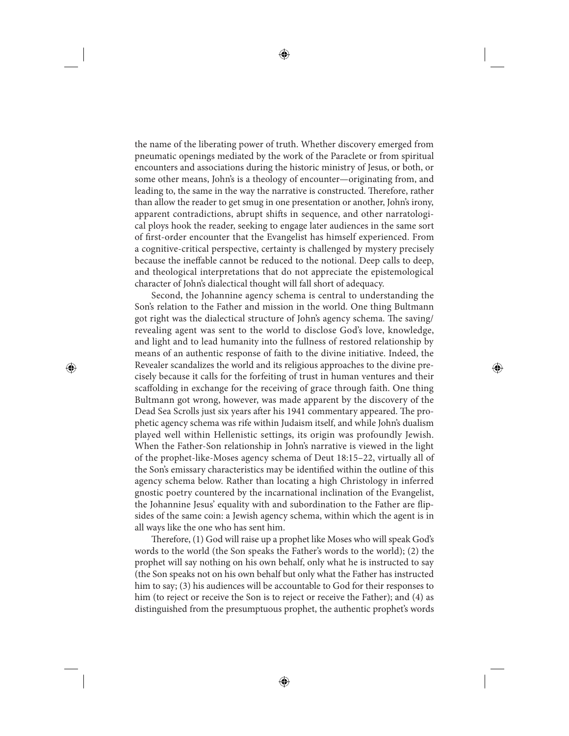the name of the liberating power of truth. Whether discovery emerged from pneumatic openings mediated by the work of the Paraclete or from spiritual encounters and associations during the historic ministry of Jesus, or both, or some other means, John's is a theology of encounter—originating from, and leading to, the same in the way the narrative is constructed. Therefore, rather than allow the reader to get smug in one presentation or another, John's irony, apparent contradictions, abrupt shifts in sequence, and other narratological ploys hook the reader, seeking to engage later audiences in the same sort of first-order encounter that the Evangelist has himself experienced. From a cognitive-critical perspective, certainty is challenged by mystery precisely because the ineffable cannot be reduced to the notional. Deep calls to deep, and theological interpretations that do not appreciate the epistemological character of John's dialectical thought will fall short of adequacy.

Second, the Johannine agency schema is central to understanding the Son's relation to the Father and mission in the world. One thing Bultmann got right was the dialectical structure of John's agency schema. The saving/revealing agent was sent to the world to disclose God's love, knowledge, and light and to lead humanity into the fullness of restored relationship by means of an authentic response of faith to the divine initiative. Indeed, the Revealer scandalizes the world and its religious approaches to the divine precisely because it calls for the forfeiting of trust in human ventures and their scaffolding in exchange for the receiving of grace through faith. One thing Bultmann got wrong, however, was made apparent by the discovery of the Dead Sea Scrolls just six years after his 1941 commentary appeared. The prophetic agency schema was rife within Judaism itself, and while John's dualism played well within Hellenistic settings, its origin was profoundly Jewish. When the Father-Son relationship in John's narrative is viewed in the light of the prophet-like-Moses agency schema of Deut 18:15–22, virtually all of the Son's emissary characteristics may be identified within the outline of this agency schema below. Rather than locating a high Christology in inferred gnostic poetry countered by the incarnational inclination of the Evangelist, the Johannine Jesus' equality with and subordination to the Father are flipsides of the same coin: a Jewish agency schema, within which the agent is in all ways like the one who has sent him.

Therefore, (1) God will raise up a prophet like Moses who will speak God's words to the world (the Son speaks the Father's words to the world); (2) the prophet will say nothing on his own behalf, only what he is instructed to say (the Son speaks not on his own behalf but only what the Father has instructed him to say; (3) his audiences will be accountable to God for their responses to him (to reject or receive the Son is to reject or receive the Father); and (4) as distinguished from the presumptuous prophet, the authentic prophet's words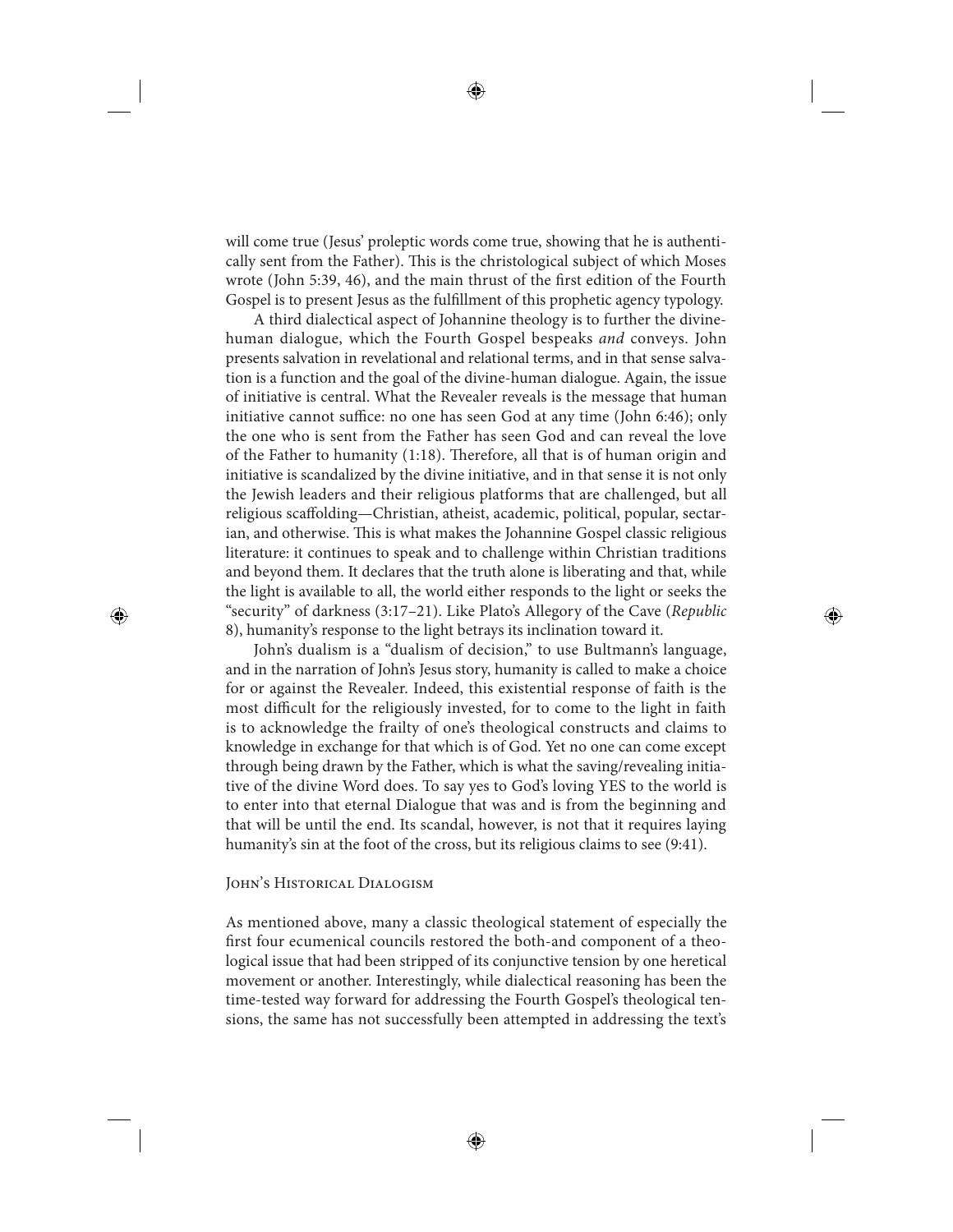will come true (Jesus' proleptic words come true, showing that he is authentically sent from the Father). This is the christological subject of which Moses wrote (John 5:39, 46), and the main thrust of the first edition of the Fourth Gospel is to present Jesus as the fulfillment of this prophetic agency typology.

A third dialectical aspect of Johannine theology is to further the divine-human dialogue, which the Fourth Gospel bespeaks *and* conveys. John presents salvation in revelational and relational terms, and in that sense salvation is a function and the goal of the divine-human dialogue. Again, the issue of initiative is central. What the Revealer reveals is the message that human initiative cannot suffice: no one has seen God at any time (John 6:46); only the one who is sent from the Father has seen God and can reveal the love of the Father to humanity (1:18). Therefore, all that is of human origin and initiative is scandalized by the divine initiative, and in that sense it is not only the Jewish leaders and their religious platforms that are challenged, but all religious scaffolding—Christian, atheist, academic, political, popular, sectarian, and otherwise. This is what makes the Johannine Gospel classic religious literature: it continues to speak and to challenge within Christian traditions and beyond them. It declares that the truth alone is liberating and that, while the light is available to all, the world either responds to the light or seeks the "security" of darkness (3:17–21). Like Plato's Allegory of the Cave (*Republic* 8), humanity's response to the light betrays its inclination toward it.

John's dualism is a "dualism of decision," to use Bultmann's language, and in the narration of John's Jesus story, humanity is called to make a choice for or against the Revealer. Indeed, this existential response of faith is the most difficult for the religiously invested, for to come to the light in faith is to acknowledge the frailty of one's theological constructs and claims to knowledge in exchange for that which is of God. Yet no one can come except through being drawn by the Father, which is what the saving/revealing initiative of the divine Word does. To say yes to God's loving YES to the world is to enter into that eternal Dialogue that was and is from the beginning and that will be until the end. Its scandal, however, is not that it requires laying humanity's sin at the foot of the cross, but its religious claims to see (9:41).

### John's Historical Dialogism

As mentioned above, many a classic theological statement of especially the first four ecumenical councils restored the both-and component of a theological issue that had been stripped of its conjunctive tension by one heretical movement or another. Interestingly, while dialectical reasoning has been the time-tested way forward for addressing the Fourth Gospel's theological tensions, the same has not successfully been attempted in addressing the text's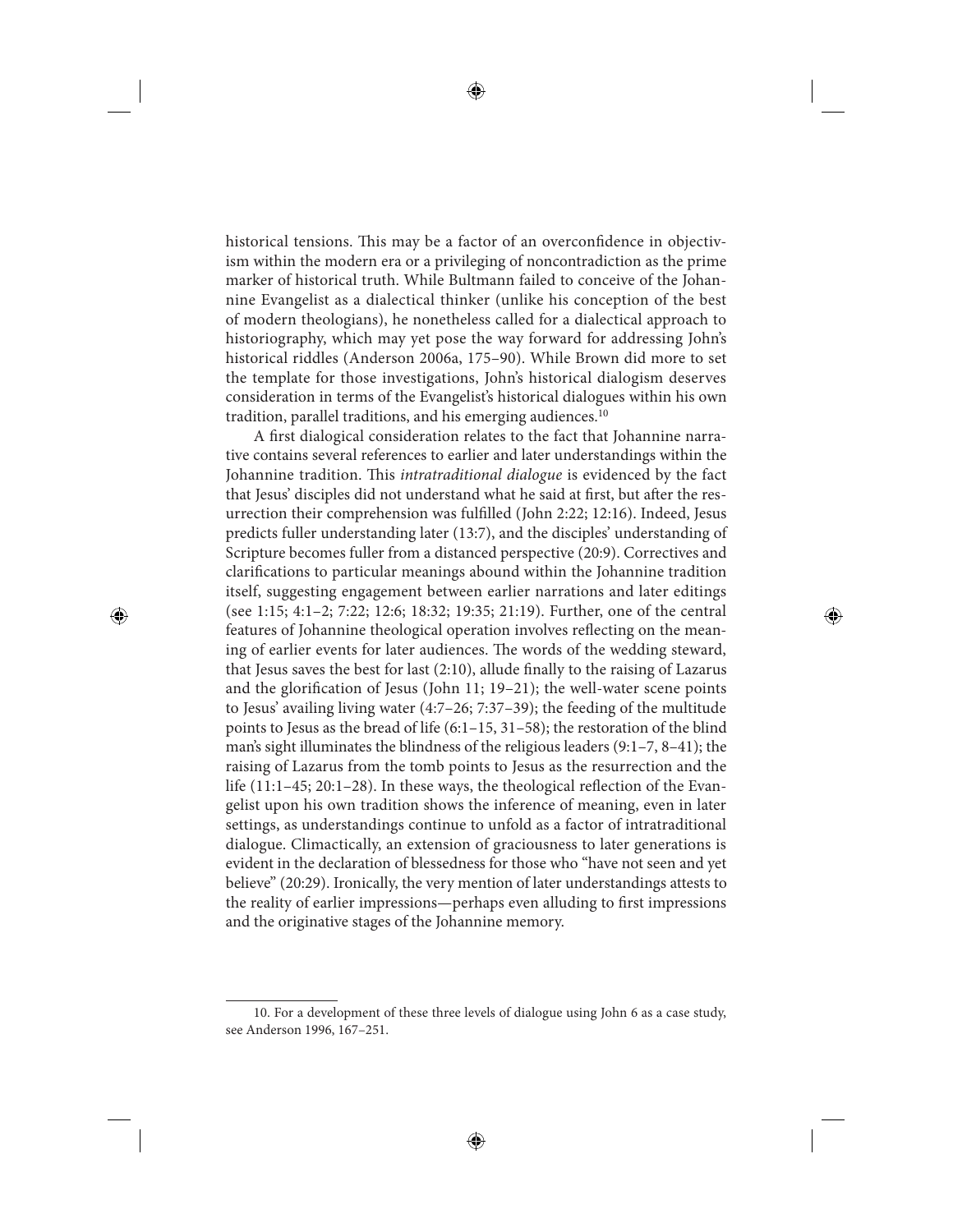historical tensions. This may be a factor of an overconfidence in objectivism within the modern era or a privileging of noncontradiction as the prime marker of historical truth. While Bultmann failed to conceive of the Johannine Evangelist as a dialectical thinker (unlike his conception of the best of modern theologians), he nonetheless called for a dialectical approach to historiography, which may yet pose the way forward for addressing John's historical riddles (Anderson 2006a, 175–90). While Brown did more to set the template for those investigations, John's historical dialogism deserves consideration in terms of the Evangelist's historical dialogues within his own tradition, parallel traditions, and his emerging audiences.[10]

A first dialogical consideration relates to the fact that Johannine narrative contains several references to earlier and later understandings within the Johannine tradition. This *intratraditional dialogue* is evidenced by the fact that Jesus' disciples did not understand what he said at first, but after the resurrection their comprehension was fulfilled (John 2:22; 12:16). Indeed, Jesus predicts fuller understanding later (13:7), and the disciples' understanding of Scripture becomes fuller from a distanced perspective (20:9). Correctives and clarifications to particular meanings abound within the Johannine tradition itself, suggesting engagement between earlier narrations and later editings (see 1:15; 4:1–2; 7:22; 12:6; 18:32; 19:35; 21:19). Further, one of the central features of Johannine theological operation involves reflecting on the meaning of earlier events for later audiences. The words of the wedding steward, that Jesus saves the best for last (2:10), allude finally to the raising of Lazarus and the glorification of Jesus (John 11; 19–21); the well-water scene points to Jesus' availing living water (4:7–26; 7:37–39); the feeding of the multitude points to Jesus as the bread of life (6:1–15, 31–58); the restoration of the blind man's sight illuminates the blindness of the religious leaders (9:1–7, 8–41); the raising of Lazarus from the tomb points to Jesus as the resurrection and the life (11:1–45; 20:1–28). In these ways, the theological reflection of the Evangelist upon his own tradition shows the inference of meaning, even in later settings, as understandings continue to unfold as a factor of intratraditional dialogue. Climactically, an extension of graciousness to later generations is evident in the declaration of blessedness for those who "have not seen and yet believe" (20:29). Ironically, the very mention of later understandings attests to the reality of earlier impressions—perhaps even alluding to first impressions and the originative stages of the Johannine memory.

10. For a development of these three levels of dialogue using John 6 as a case study, see Anderson 1996, 167–251.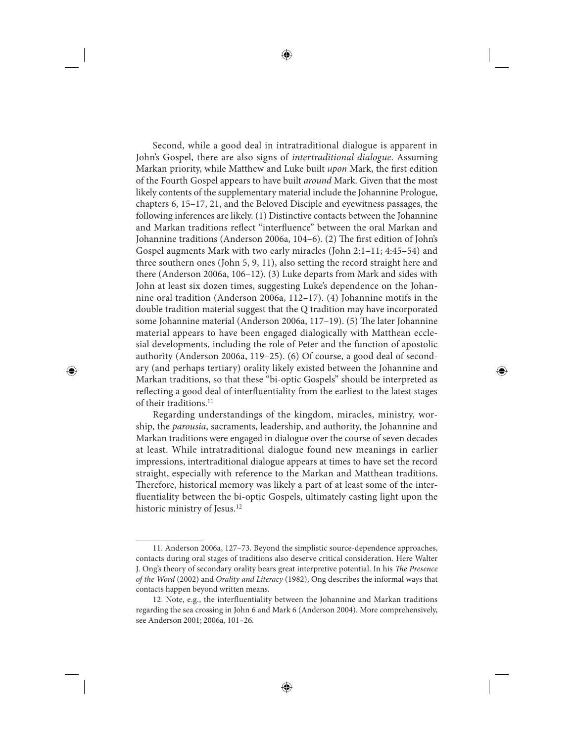Second, while a good deal in intratraditional dialogue is apparent in John's Gospel, there are also signs of *intertraditional dialogue*. Assuming Markan priority, while Matthew and Luke built *upon* Mark, the first edition of the Fourth Gospel appears to have built *around* Mark. Given that the most likely contents of the supplementary material include the Johannine Prologue, chapters 6, 15–17, 21, and the Beloved Disciple and eyewitness passages, the following inferences are likely. (1) Distinctive contacts between the Johannine and Markan traditions reflect "interfluence" between the oral Markan and Johannine traditions (Anderson 2006a, 104–6). (2) The first edition of John's Gospel augments Mark with two early miracles (John 2:1–11; 4:45–54) and three southern ones (John 5, 9, 11), also setting the record straight here and there (Anderson 2006a, 106–12). (3) Luke departs from Mark and sides with John at least six dozen times, suggesting Luke's dependence on the Johannine oral tradition (Anderson 2006a, 112–17). (4) Johannine motifs in the double tradition material suggest that the Q tradition may have incorporated some Johannine material (Anderson 2006a, 117–19). (5) The later Johannine material appears to have been engaged dialogically with Matthean ecclesial developments, including the role of Peter and the function of apostolic authority (Anderson 2006a, 119–25). (6) Of course, a good deal of secondary (and perhaps tertiary) orality likely existed between the Johannine and Markan traditions, so that these "bi-optic Gospels" should be interpreted as reflecting a good deal of interfluentiality from the earliest to the latest stages of their traditions.[11]

Regarding understandings of the kingdom, miracles, ministry, worship, the *parousia*, sacraments, leadership, and authority, the Johannine and Markan traditions were engaged in dialogue over the course of seven decades at least. While intratraditional dialogue found new meanings in earlier impressions, intertraditional dialogue appears at times to have set the record straight, especially with reference to the Markan and Matthean traditions. Therefore, historical memory was likely a part of at least some of the interfluentiality between the bi-optic Gospels, ultimately casting light upon the historic ministry of Jesus.[12]

---

11. Anderson 2006a, 127–73. Beyond the simplistic source-dependence approaches, contacts during oral stages of traditions also deserve critical consideration. Here Walter J. Ong's theory of secondary orality bears great interpretive potential. In his *The Presence of the Word* (2002) and *Orality and Literacy* (1982), Ong describes the informal ways that contacts happen beyond written means.

12. Note, e.g., the interfluentiality between the Johannine and Markan traditions regarding the sea crossing in John 6 and Mark 6 (Anderson 2004). More comprehensively, see Anderson 2001; 2006a, 101–26.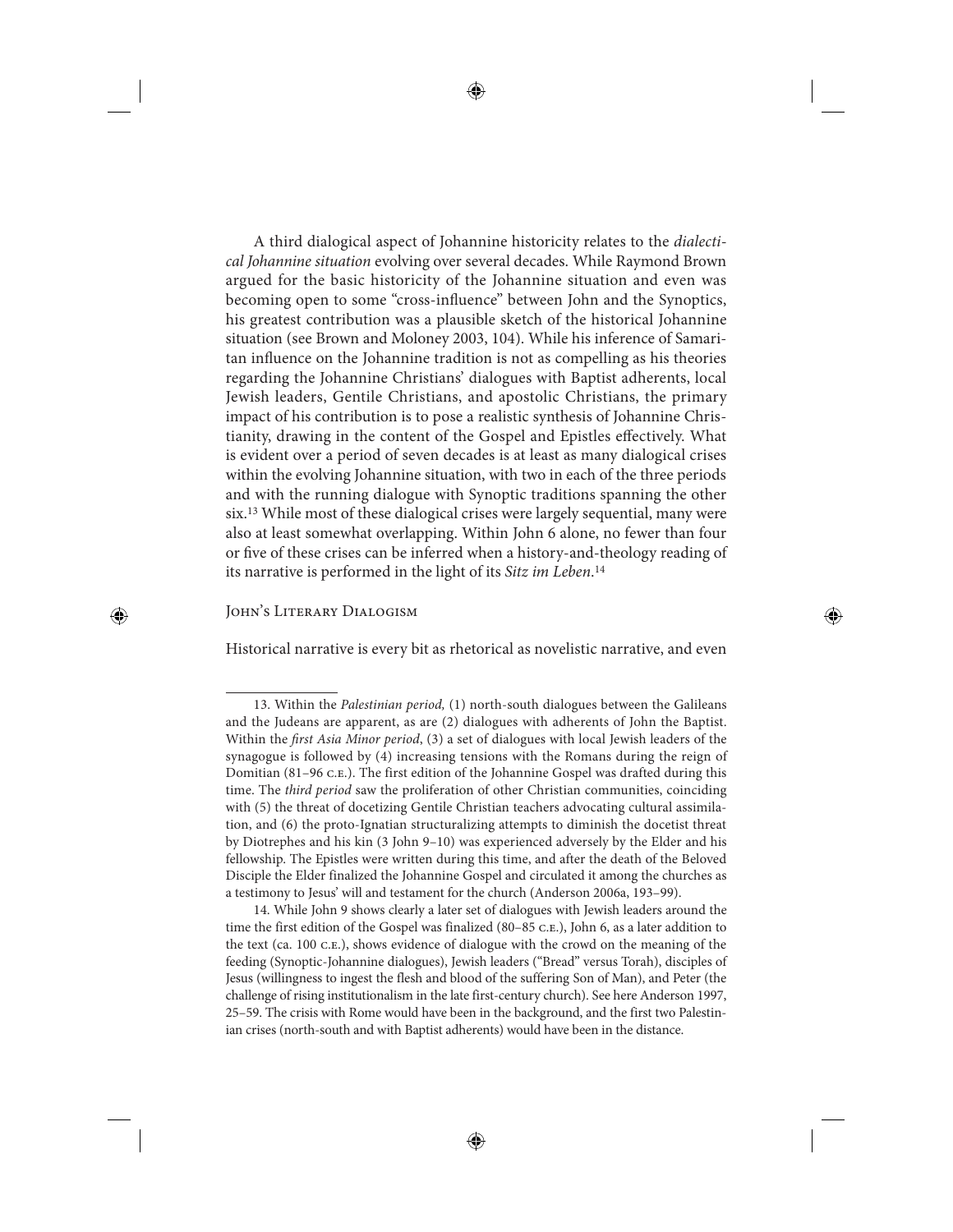A third dialogical aspect of Johannine historicity relates to the *dialectical Johannine situation* evolving over several decades. While Raymond Brown argued for the basic historicity of the Johannine situation and even was becoming open to some "cross-influence" between John and the Synoptics, his greatest contribution was a plausible sketch of the historical Johannine situation (see Brown and Moloney 2003, 104). While his inference of Samaritan influence on the Johannine tradition is not as compelling as his theories regarding the Johannine Christians' dialogues with Baptist adherents, local Jewish leaders, Gentile Christians, and apostolic Christians, the primary impact of his contribution is to pose a realistic synthesis of Johannine Christianity, drawing in the content of the Gospel and Epistles effectively. What is evident over a period of seven decades is at least as many dialogical crises within the evolving Johannine situation, with two in each of the three periods and with the running dialogue with Synoptic traditions spanning the other six.[13] While most of these dialogical crises were largely sequential, many were also at least somewhat overlapping. Within John 6 alone, no fewer than four or five of these crises can be inferred when a history-and-theology reading of its narrative is performed in the light of its *Sitz im Leben*.[14]

## John's Literary Dialogism

Historical narrative is every bit as rhetorical as novelistic narrative, and even

---

13. Within the *Palestinian period,* (1) north-south dialogues between the Galileans and the Judeans are apparent, as are (2) dialogues with adherents of John the Baptist. Within the *first Asia Minor period*, (3) a set of dialogues with local Jewish leaders of the synagogue is followed by (4) increasing tensions with the Romans during the reign of Domitian (81–96 C.E.). The first edition of the Johannine Gospel was drafted during this time. The *third period* saw the proliferation of other Christian communities, coinciding with (5) the threat of docetizing Gentile Christian teachers advocating cultural assimilation, and (6) the proto-Ignatian structuralizing attempts to diminish the docetist threat by Diotrephes and his kin (3 John 9–10) was experienced adversely by the Elder and his fellowship. The Epistles were written during this time, and after the death of the Beloved Disciple the Elder finalized the Johannine Gospel and circulated it among the churches as a testimony to Jesus' will and testament for the church (Anderson 2006a, 193–99).

14. While John 9 shows clearly a later set of dialogues with Jewish leaders around the time the first edition of the Gospel was finalized (80–85 C.E.), John 6, as a later addition to the text (ca. 100 C.E.), shows evidence of dialogue with the crowd on the meaning of the feeding (Synoptic-Johannine dialogues), Jewish leaders ("Bread" versus Torah), disciples of Jesus (willingness to ingest the flesh and blood of the suffering Son of Man), and Peter (the challenge of rising institutionalism in the late first-century church). See here Anderson 1997, 25–59. The crisis with Rome would have been in the background, and the first two Palestinian crises (north-south and with Baptist adherents) would have been in the distance.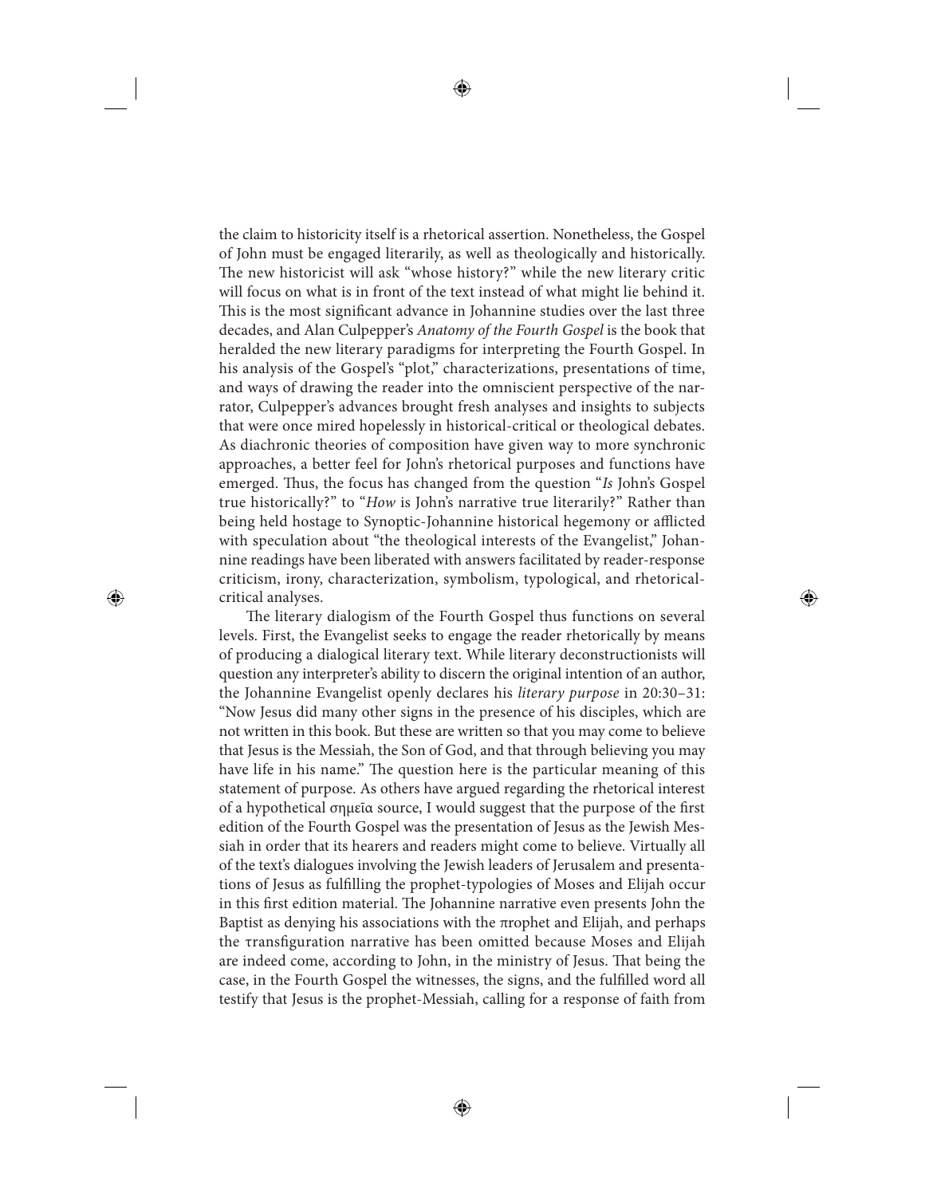the claim to historicity itself is a rhetorical assertion. Nonetheless, the Gospel of John must be engaged literarily, as well as theologically and historically. The new historicist will ask "whose history?" while the new literary critic will focus on what is in front of the text instead of what might lie behind it. This is the most significant advance in Johannine studies over the last three decades, and Alan Culpepper's *Anatomy of the Fourth Gospel* is the book that heralded the new literary paradigms for interpreting the Fourth Gospel. In his analysis of the Gospel's "plot," characterizations, presentations of time, and ways of drawing the reader into the omniscient perspective of the narrator, Culpepper's advances brought fresh analyses and insights to subjects that were once mired hopelessly in historical-critical or theological debates. As diachronic theories of composition have given way to more synchronic approaches, a better feel for John's rhetorical purposes and functions have emerged. Thus, the focus has changed from the question "*Is* John's Gospel true historically?" to "*How* is John's narrative true literarily?" Rather than being held hostage to Synoptic-Johannine historical hegemony or afflicted with speculation about "the theological interests of the Evangelist," Johannine readings have been liberated with answers facilitated by reader-response criticism, irony, characterization, symbolism, typological, and rhetorical-critical analyses.

The literary dialogism of the Fourth Gospel thus functions on several levels. First, the Evangelist seeks to engage the reader rhetorically by means of producing a dialogical literary text. While literary deconstructionists will question any interpreter's ability to discern the original intention of an author, the Johannine Evangelist openly declares his *literary purpose* in 20:30–31: "Now Jesus did many other signs in the presence of his disciples, which are not written in this book. But these are written so that you may come to believe that Jesus is the Messiah, the Son of God, and that through believing you may have life in his name." The question here is the particular meaning of this statement of purpose. As others have argued regarding the rhetorical interest of a hypothetical σημεῖα source, I would suggest that the purpose of the first edition of the Fourth Gospel was the presentation of Jesus as the Jewish Messiah in order that its hearers and readers might come to believe. Virtually all of the text's dialogues involving the Jewish leaders of Jerusalem and presentations of Jesus as fulfilling the prophet-typologies of Moses and Elijah occur in this first edition material. The Johannine narrative even presents John the Baptist as denying his associations with the πrophet and Elijah, and perhaps the τransfiguration narrative has been omitted because Moses and Elijah are indeed come, according to John, in the ministry of Jesus. That being the case, in the Fourth Gospel the witnesses, the signs, and the fulfilled word all testify that Jesus is the prophet-Messiah, calling for a response of faith from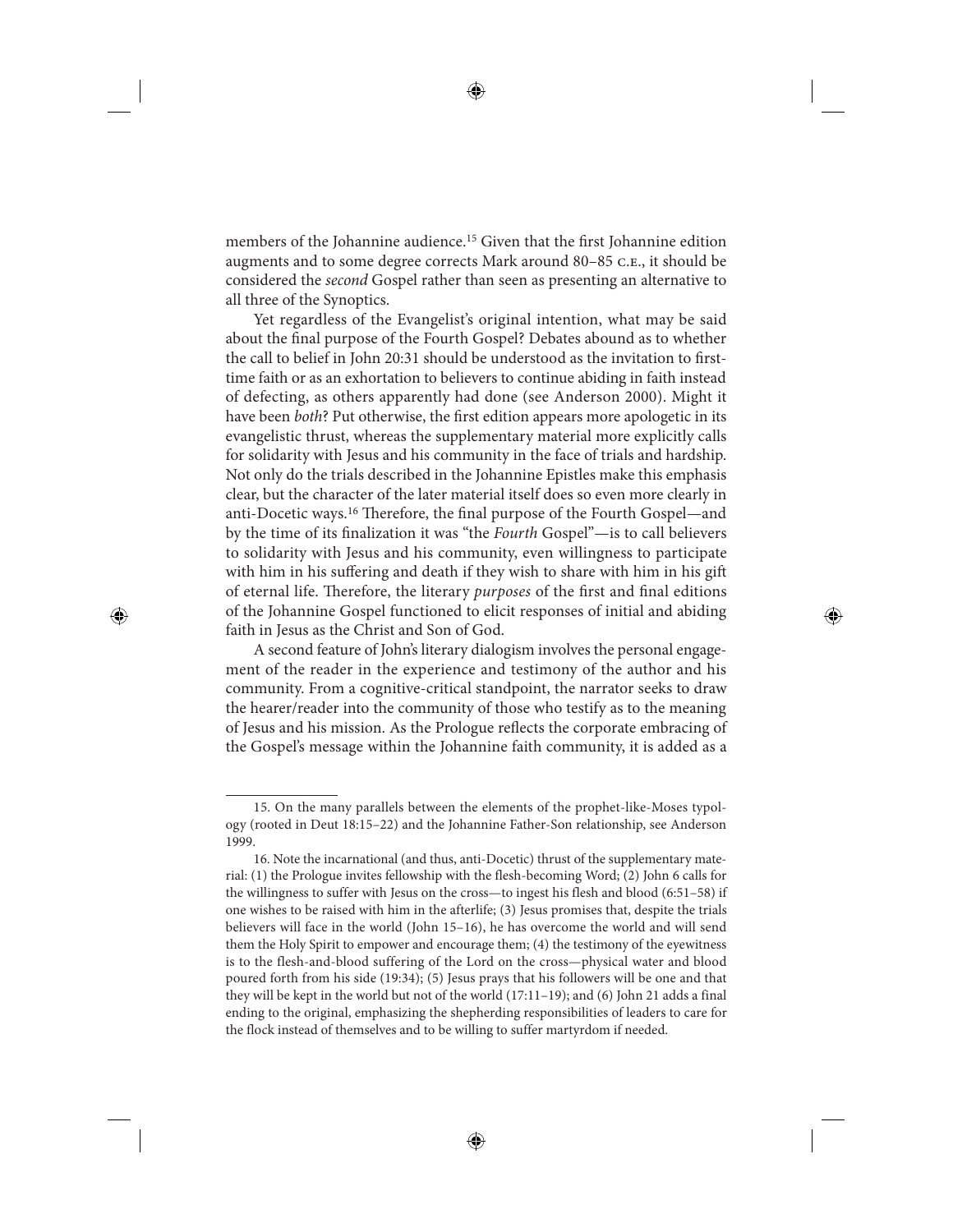members of the Johannine audience.[15] Given that the first Johannine edition augments and to some degree corrects Mark around 80–85 C.E., it should be considered the *second* Gospel rather than seen as presenting an alternative to all three of the Synoptics.

Yet regardless of the Evangelist's original intention, what may be said about the final purpose of the Fourth Gospel? Debates abound as to whether the call to belief in John 20:31 should be understood as the invitation to first-time faith or as an exhortation to believers to continue abiding in faith instead of defecting, as others apparently had done (see Anderson 2000). Might it have been *both*? Put otherwise, the first edition appears more apologetic in its evangelistic thrust, whereas the supplementary material more explicitly calls for solidarity with Jesus and his community in the face of trials and hardship. Not only do the trials described in the Johannine Epistles make this emphasis clear, but the character of the later material itself does so even more clearly in anti-Docetic ways.[16] Therefore, the final purpose of the Fourth Gospel—and by the time of its finalization it was "the *Fourth* Gospel"—is to call believers to solidarity with Jesus and his community, even willingness to participate with him in his suffering and death if they wish to share with him in his gift of eternal life. Therefore, the literary *purposes* of the first and final editions of the Johannine Gospel functioned to elicit responses of initial and abiding faith in Jesus as the Christ and Son of God.

A second feature of John's literary dialogism involves the personal engagement of the reader in the experience and testimony of the author and his community. From a cognitive-critical standpoint, the narrator seeks to draw the hearer/reader into the community of those who testify as to the meaning of Jesus and his mission. As the Prologue reflects the corporate embracing of the Gospel's message within the Johannine faith community, it is added as a

---

15. On the many parallels between the elements of the prophet-like-Moses typology (rooted in Deut 18:15–22) and the Johannine Father-Son relationship, see Anderson 1999.

16. Note the incarnational (and thus, anti-Docetic) thrust of the supplementary material: (1) the Prologue invites fellowship with the flesh-becoming Word; (2) John 6 calls for the willingness to suffer with Jesus on the cross—to ingest his flesh and blood (6:51–58) if one wishes to be raised with him in the afterlife; (3) Jesus promises that, despite the trials believers will face in the world (John 15–16), he has overcome the world and will send them the Holy Spirit to empower and encourage them; (4) the testimony of the eyewitness is to the flesh-and-blood suffering of the Lord on the cross—physical water and blood poured forth from his side (19:34); (5) Jesus prays that his followers will be one and that they will be kept in the world but not of the world (17:11–19); and (6) John 21 adds a final ending to the original, emphasizing the shepherding responsibilities of leaders to care for the flock instead of themselves and to be willing to suffer martyrdom if needed.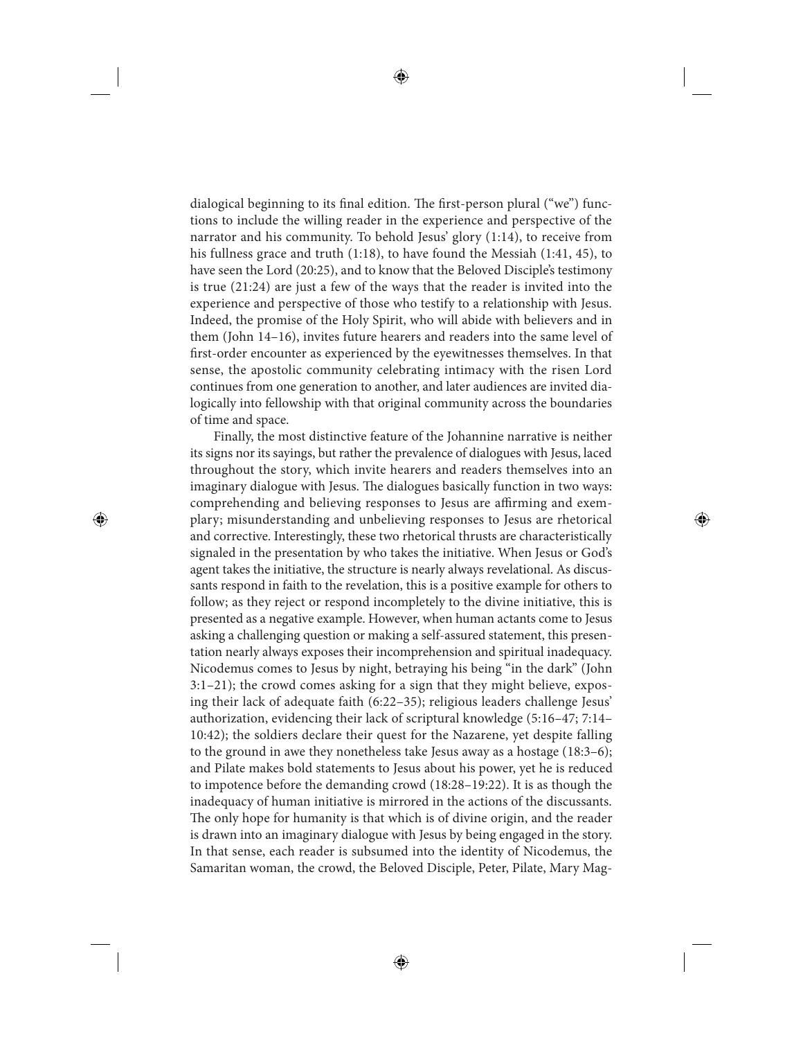dialogical beginning to its final edition. The first-person plural ("we") functions to include the willing reader in the experience and perspective of the narrator and his community. To behold Jesus' glory (1:14), to receive from his fullness grace and truth (1:18), to have found the Messiah (1:41, 45), to have seen the Lord (20:25), and to know that the Beloved Disciple's testimony is true (21:24) are just a few of the ways that the reader is invited into the experience and perspective of those who testify to a relationship with Jesus. Indeed, the promise of the Holy Spirit, who will abide with believers and in them (John 14–16), invites future hearers and readers into the same level of first-order encounter as experienced by the eyewitnesses themselves. In that sense, the apostolic community celebrating intimacy with the risen Lord continues from one generation to another, and later audiences are invited dialogically into fellowship with that original community across the boundaries of time and space.

Finally, the most distinctive feature of the Johannine narrative is neither its signs nor its sayings, but rather the prevalence of dialogues with Jesus, laced throughout the story, which invite hearers and readers themselves into an imaginary dialogue with Jesus. The dialogues basically function in two ways: comprehending and believing responses to Jesus are affirming and exemplary; misunderstanding and unbelieving responses to Jesus are rhetorical and corrective. Interestingly, these two rhetorical thrusts are characteristically signaled in the presentation by who takes the initiative. When Jesus or God's agent takes the initiative, the structure is nearly always revelational. As discussants respond in faith to the revelation, this is a positive example for others to follow; as they reject or respond incompletely to the divine initiative, this is presented as a negative example. However, when human actants come to Jesus asking a challenging question or making a self-assured statement, this presentation nearly always exposes their incomprehension and spiritual inadequacy. Nicodemus comes to Jesus by night, betraying his being "in the dark" (John 3:1–21); the crowd comes asking for a sign that they might believe, exposing their lack of adequate faith (6:22–35); religious leaders challenge Jesus' authorization, evidencing their lack of scriptural knowledge (5:16–47; 7:14–10:42); the soldiers declare their quest for the Nazarene, yet despite falling to the ground in awe they nonetheless take Jesus away as a hostage (18:3–6); and Pilate makes bold statements to Jesus about his power, yet he is reduced to impotence before the demanding crowd (18:28–19:22). It is as though the inadequacy of human initiative is mirrored in the actions of the discussants. The only hope for humanity is that which is of divine origin, and the reader is drawn into an imaginary dialogue with Jesus by being engaged in the story. In that sense, each reader is subsumed into the identity of Nicodemus, the Samaritan woman, the crowd, the Beloved Disciple, Peter, Pilate, Mary Mag-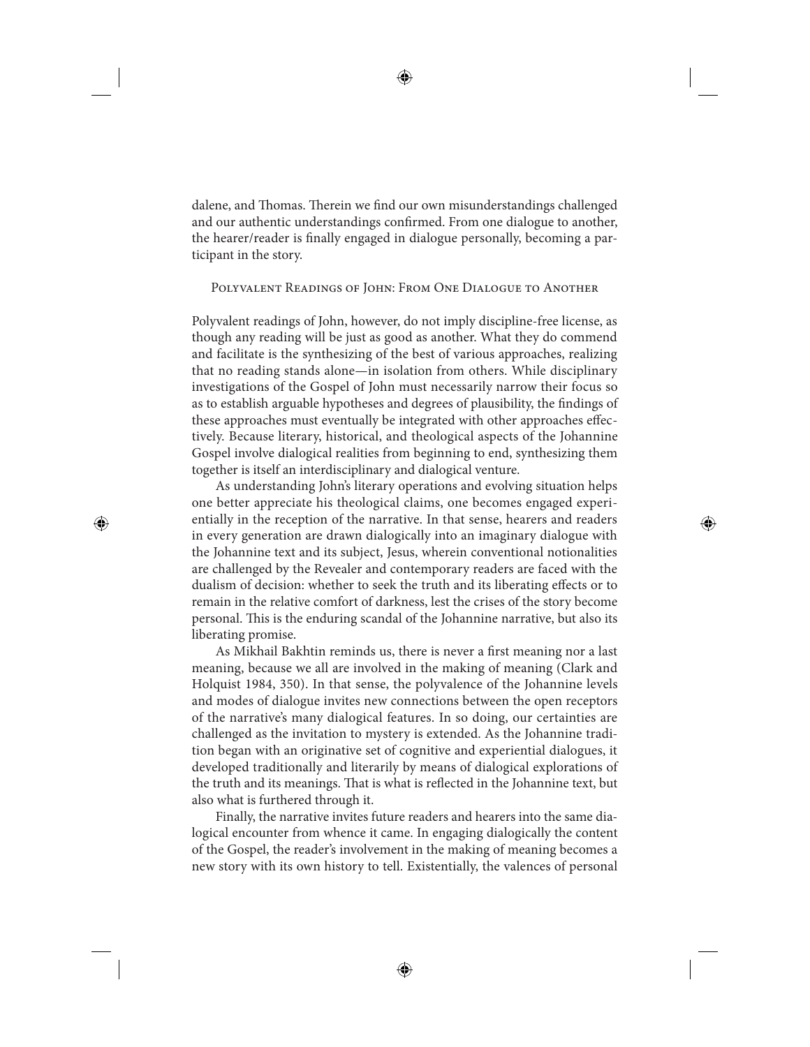dalene, and Thomas. Therein we find our own misunderstandings challenged and our authentic understandings confirmed. From one dialogue to another, the hearer/reader is finally engaged in dialogue personally, becoming a participant in the story.

## Polyvalent Readings of John: From One Dialogue to Another

Polyvalent readings of John, however, do not imply discipline-free license, as though any reading will be just as good as another. What they do commend and facilitate is the synthesizing of the best of various approaches, realizing that no reading stands alone—in isolation from others. While disciplinary investigations of the Gospel of John must necessarily narrow their focus so as to establish arguable hypotheses and degrees of plausibility, the findings of these approaches must eventually be integrated with other approaches effectively. Because literary, historical, and theological aspects of the Johannine Gospel involve dialogical realities from beginning to end, synthesizing them together is itself an interdisciplinary and dialogical venture.

As understanding John's literary operations and evolving situation helps one better appreciate his theological claims, one becomes engaged experientially in the reception of the narrative. In that sense, hearers and readers in every generation are drawn dialogically into an imaginary dialogue with the Johannine text and its subject, Jesus, wherein conventional notionalities are challenged by the Revealer and contemporary readers are faced with the dualism of decision: whether to seek the truth and its liberating effects or to remain in the relative comfort of darkness, lest the crises of the story become personal. This is the enduring scandal of the Johannine narrative, but also its liberating promise.

As Mikhail Bakhtin reminds us, there is never a first meaning nor a last meaning, because we all are involved in the making of meaning (Clark and Holquist 1984, 350). In that sense, the polyvalence of the Johannine levels and modes of dialogue invites new connections between the open receptors of the narrative's many dialogical features. In so doing, our certainties are challenged as the invitation to mystery is extended. As the Johannine tradition began with an originative set of cognitive and experiential dialogues, it developed traditionally and literarily by means of dialogical explorations of the truth and its meanings. That is what is reflected in the Johannine text, but also what is furthered through it.

Finally, the narrative invites future readers and hearers into the same dialogical encounter from whence it came. In engaging dialogically the content of the Gospel, the reader's involvement in the making of meaning becomes a new story with its own history to tell. Existentially, the valences of personal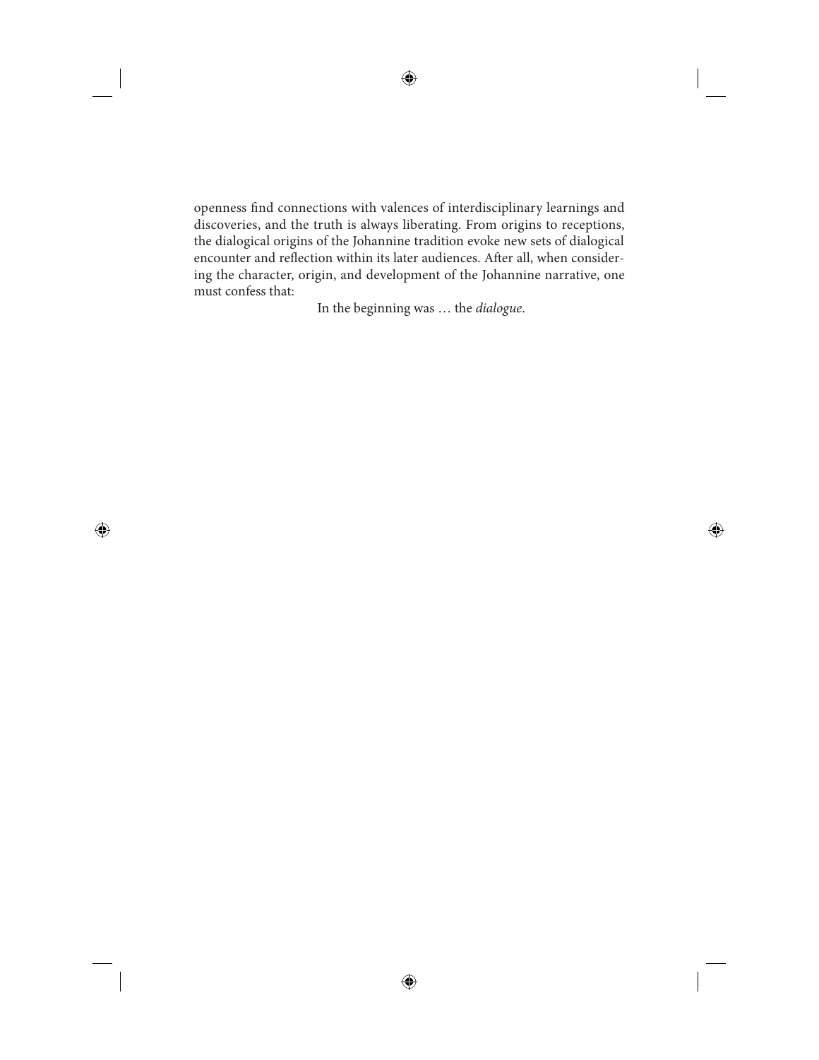openness find connections with valences of interdisciplinary learnings and discoveries, and the truth is always liberating. From origins to receptions, the dialogical origins of the Johannine tradition evoke new sets of dialogical encounter and reflection within its later audiences. After all, when considering the character, origin, and development of the Johannine narrative, one must confess that:

In the beginning was … the *dialogue*.